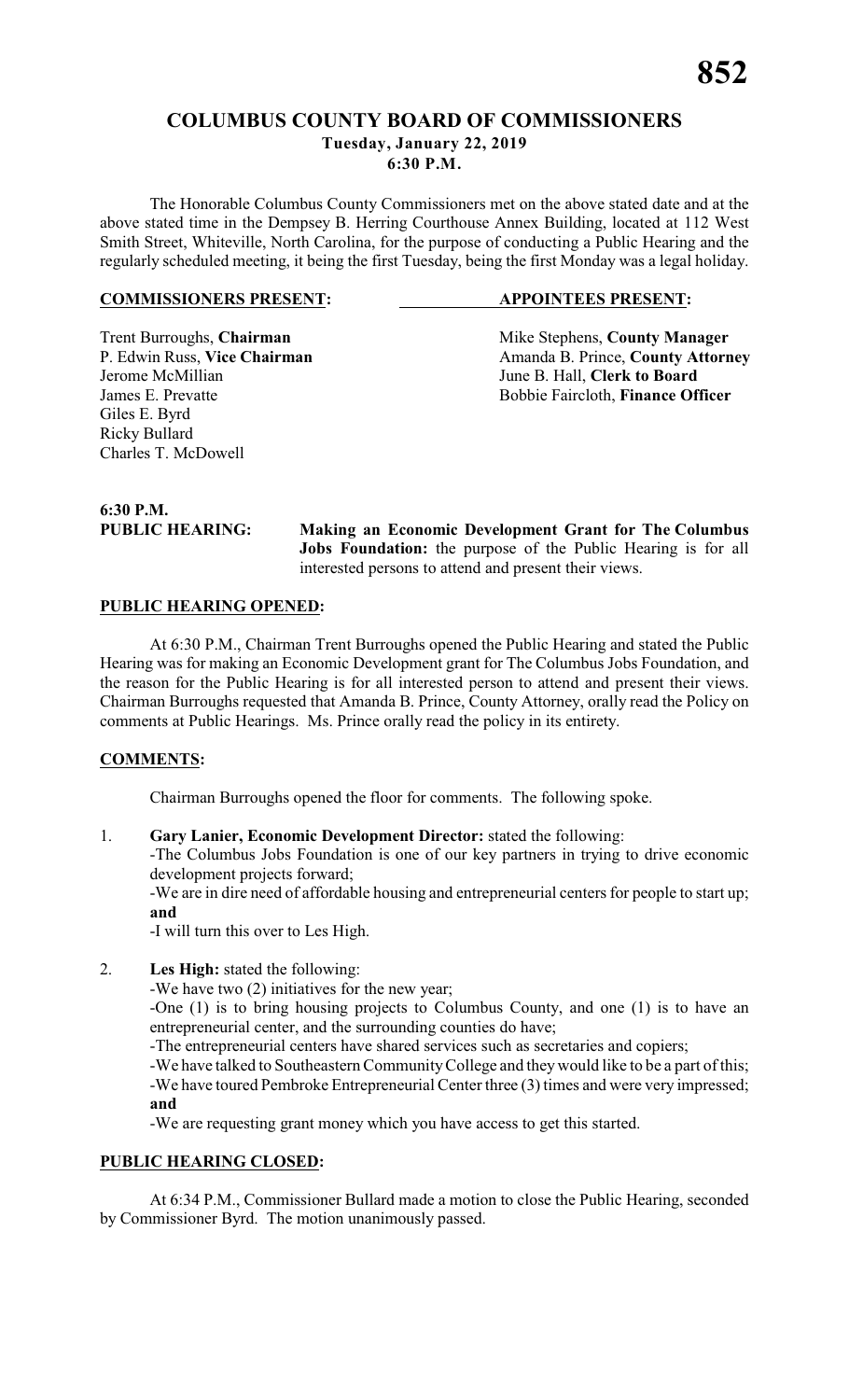# COLUMBUS COUNTY BOARD OF COMMISSIONERS

**Tuesday, January 22, 2019**
**6:30 P.M.**

The Honorable Columbus County Commissioners met on the above stated date and at the above stated time in the Dempsey B. Herring Courthouse Annex Building, located at 112 West Smith Street, Whiteville, North Carolina, for the purpose of conducting a Public Hearing and the regularly scheduled meeting, it being the first Tuesday, being the first Monday was a legal holiday.

| **COMMISSIONERS PRESENT:** | **APPOINTEES PRESENT:** |
|---|---|
| Trent Burroughs, **Chairman** | Mike Stephens, **County Manager** |
| P. Edwin Russ, **Vice Chairman** | Amanda B. Prince, **County Attorney** |
| Jerome McMillian | June B. Hall, **Clerk to Board** |
| James E. Prevatte | Bobbie Faircloth, **Finance Officer** |
| Giles E. Byrd | |
| Ricky Bullard | |
| Charles T. McDowell | |

**6:30 P.M.**

**PUBLIC HEARING:** **Making an Economic Development Grant for The Columbus Jobs Foundation:** the purpose of the Public Hearing is for all interested persons to attend and present their views.

**PUBLIC HEARING OPENED:**

At 6:30 P.M., Chairman Trent Burroughs opened the Public Hearing and stated the Public Hearing was for making an Economic Development grant for The Columbus Jobs Foundation, and the reason for the Public Hearing is for all interested person to attend and present their views. Chairman Burroughs requested that Amanda B. Prince, County Attorney, orally read the Policy on comments at Public Hearings. Ms. Prince orally read the policy in its entirety.

**COMMENTS:**

Chairman Burroughs opened the floor for comments. The following spoke.

1. **Gary Lanier, Economic Development Director:** stated the following:
   -The Columbus Jobs Foundation is one of our key partners in trying to drive economic development projects forward;
   -We are in dire need of affordable housing and entrepreneurial centers for people to start up; **and**
   -I will turn this over to Les High.

2. **Les High:** stated the following:
   -We have two (2) initiatives for the new year;
   -One (1) is to bring housing projects to Columbus County, and one (1) is to have an entrepreneurial center, and the surrounding counties do have;
   -The entrepreneurial centers have shared services such as secretaries and copiers;
   -We have talked to Southeastern Community College and they would like to be a part of this;
   -We have toured Pembroke Entrepreneurial Center three (3) times and were very impressed; **and**
   -We are requesting grant money which you have access to get this started.

**PUBLIC HEARING CLOSED:**

At 6:34 P.M., Commissioner Bullard made a motion to close the Public Hearing, seconded by Commissioner Byrd. The motion unanimously passed.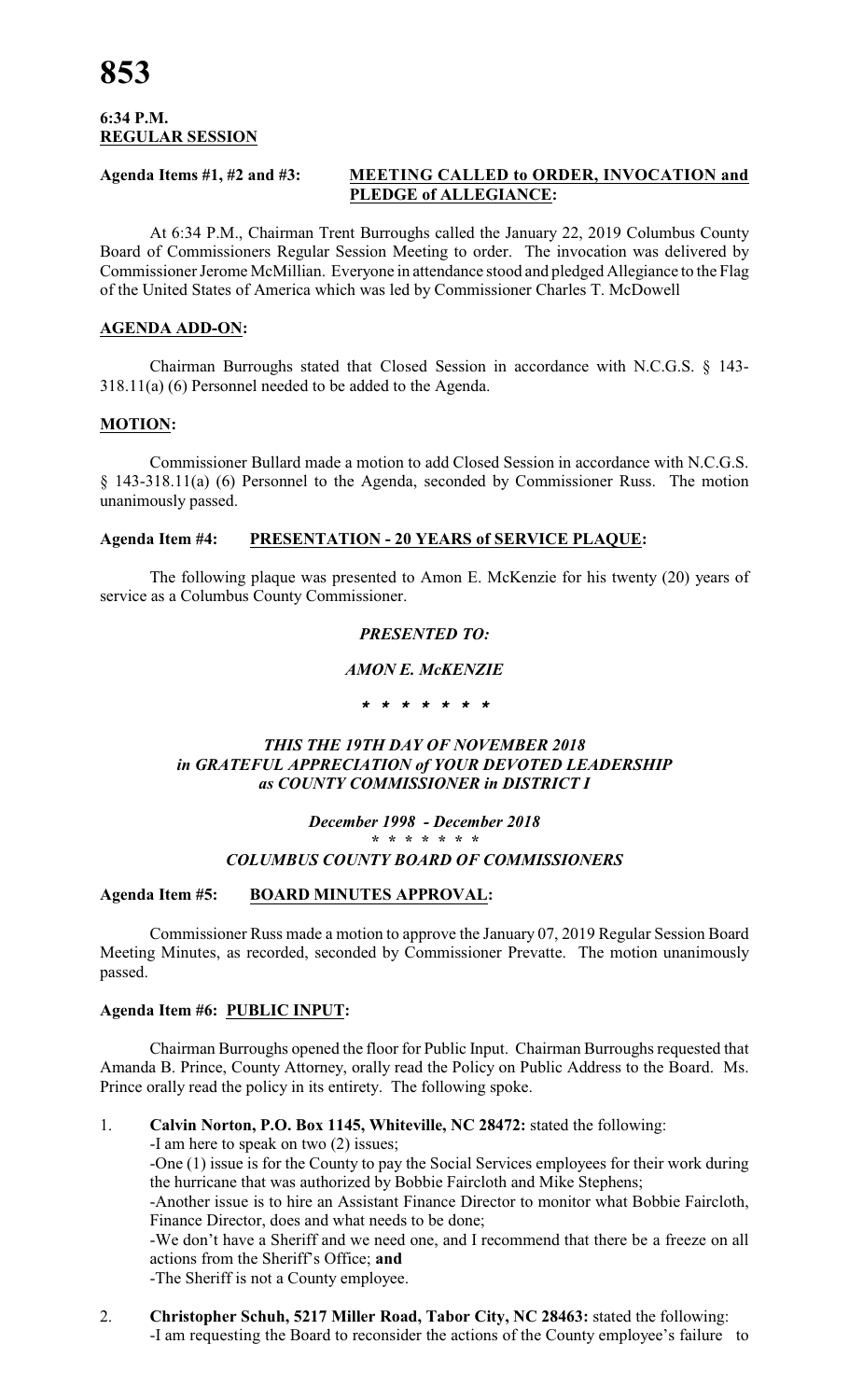**6:34 P.M.**
**REGULAR SESSION**

**Agenda Items #1, #2 and #3: MEETING CALLED to ORDER, INVOCATION and PLEDGE of ALLEGIANCE:**

At 6:34 P.M., Chairman Trent Burroughs called the January 22, 2019 Columbus County Board of Commissioners Regular Session Meeting to order. The invocation was delivered by Commissioner Jerome McMillian. Everyone in attendance stood and pledged Allegiance to the Flag of the United States of America which was led by Commissioner Charles T. McDowell

**AGENDA ADD-ON:**

Chairman Burroughs stated that Closed Session in accordance with N.C.G.S. § 143-318.11(a) (6) Personnel needed to be added to the Agenda.

**MOTION:**

Commissioner Bullard made a motion to add Closed Session in accordance with N.C.G.S. § 143-318.11(a) (6) Personnel to the Agenda, seconded by Commissioner Russ. The motion unanimously passed.

**Agenda Item #4: PRESENTATION - 20 YEARS of SERVICE PLAQUE:**

The following plaque was presented to Amon E. McKenzie for his twenty (20) years of service as a Columbus County Commissioner.

***PRESENTED TO:***

***AMON E. McKENZIE***

*\* \* \* \* \* \* \**

***THIS THE 19TH DAY OF NOVEMBER 2018***
***in GRATEFUL APPRECIATION of YOUR DEVOTED LEADERSHIP***
***as COUNTY COMMISSIONER in DISTRICT I***

***December 1998 - December 2018***
*\* \* \* \* \* \* \**
***COLUMBUS COUNTY BOARD OF COMMISSIONERS***

**Agenda Item #5: BOARD MINUTES APPROVAL:**

Commissioner Russ made a motion to approve the January 07, 2019 Regular Session Board Meeting Minutes, as recorded, seconded by Commissioner Prevatte. The motion unanimously passed.

**Agenda Item #6: PUBLIC INPUT:**

Chairman Burroughs opened the floor for Public Input. Chairman Burroughs requested that Amanda B. Prince, County Attorney, orally read the Policy on Public Address to the Board. Ms. Prince orally read the policy in its entirety. The following spoke.

1. **Calvin Norton, P.O. Box 1145, Whiteville, NC 28472:** stated the following:
   -I am here to speak on two (2) issues;
   -One (1) issue is for the County to pay the Social Services employees for their work during the hurricane that was authorized by Bobbie Faircloth and Mike Stephens;
   -Another issue is to hire an Assistant Finance Director to monitor what Bobbie Faircloth, Finance Director, does and what needs to be done;
   -We don't have a Sheriff and we need one, and I recommend that there be a freeze on all actions from the Sheriff's Office; **and**
   -The Sheriff is not a County employee.

2. **Christopher Schuh, 5217 Miller Road, Tabor City, NC 28463:** stated the following:
   -I am requesting the Board to reconsider the actions of the County employee's failure to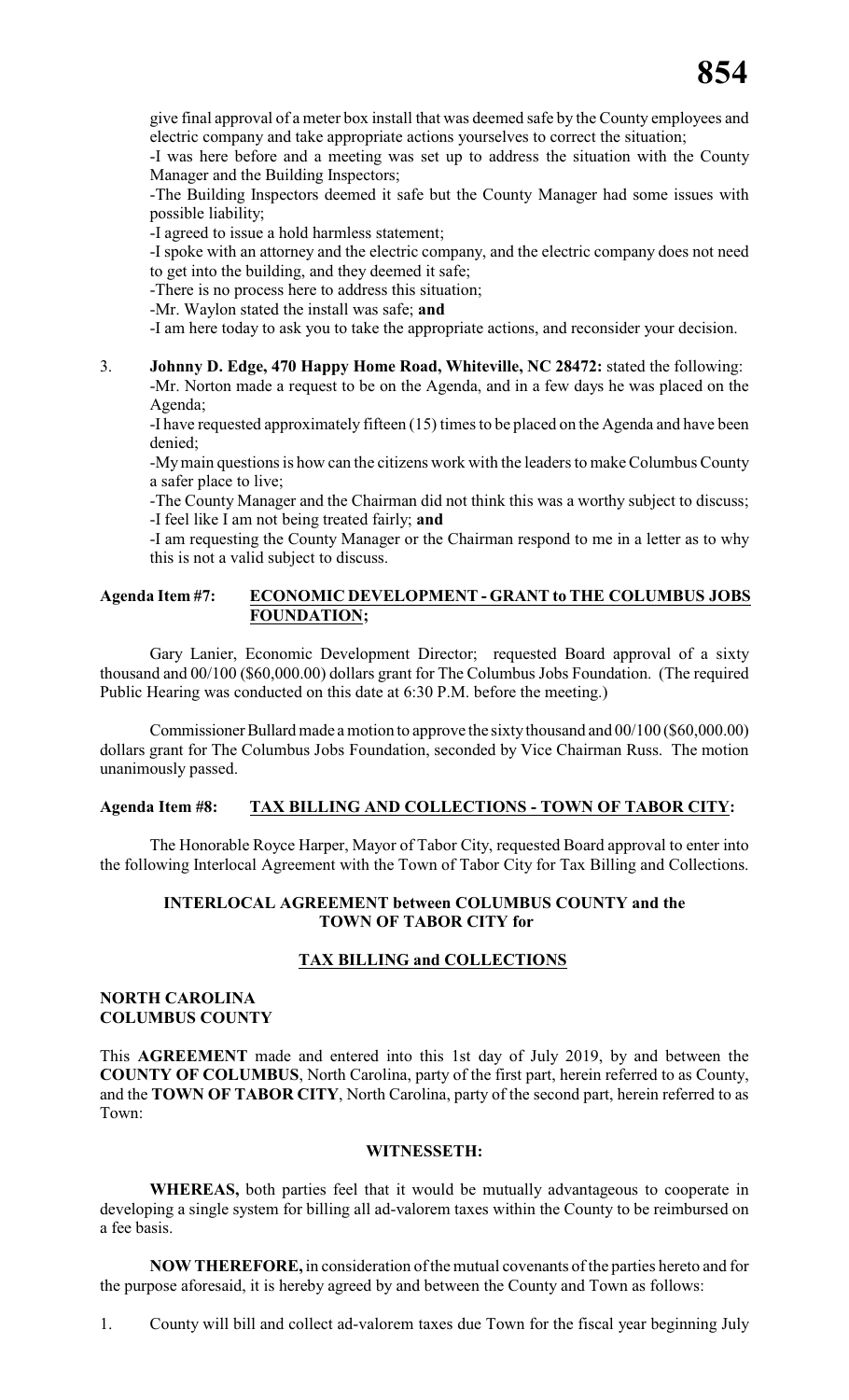give final approval of a meter box install that was deemed safe by the County employees and electric company and take appropriate actions yourselves to correct the situation;

-I was here before and a meeting was set up to address the situation with the County Manager and the Building Inspectors;

-The Building Inspectors deemed it safe but the County Manager had some issues with possible liability;

-I agreed to issue a hold harmless statement;

-I spoke with an attorney and the electric company, and the electric company does not need to get into the building, and they deemed it safe;

-There is no process here to address this situation;

-Mr. Waylon stated the install was safe; **and**

-I am here today to ask you to take the appropriate actions, and reconsider your decision.

3. **Johnny D. Edge, 470 Happy Home Road, Whiteville, NC 28472:** stated the following:

   -Mr. Norton made a request to be on the Agenda, and in a few days he was placed on the Agenda;

   -I have requested approximately fifteen (15) times to be placed on the Agenda and have been denied;

   -My main questions is how can the citizens work with the leaders to make Columbus County a safer place to live;

   -The County Manager and the Chairman did not think this was a worthy subject to discuss;

   -I feel like I am not being treated fairly; **and**

   -I am requesting the County Manager or the Chairman respond to me in a letter as to why this is not a valid subject to discuss.

**Agenda Item #7: ECONOMIC DEVELOPMENT - GRANT to THE COLUMBUS JOBS FOUNDATION;**

Gary Lanier, Economic Development Director; requested Board approval of a sixty thousand and 00/100 ($60,000.00) dollars grant for The Columbus Jobs Foundation. (The required Public Hearing was conducted on this date at 6:30 P.M. before the meeting.)

Commissioner Bullard made a motion to approve the sixty thousand and 00/100 ($60,000.00) dollars grant for The Columbus Jobs Foundation, seconded by Vice Chairman Russ. The motion unanimously passed.

**Agenda Item #8: TAX BILLING AND COLLECTIONS - TOWN OF TABOR CITY:**

The Honorable Royce Harper, Mayor of Tabor City, requested Board approval to enter into the following Interlocal Agreement with the Town of Tabor City for Tax Billing and Collections.

**INTERLOCAL AGREEMENT between COLUMBUS COUNTY and the TOWN OF TABOR CITY for**

**TAX BILLING and COLLECTIONS**

**NORTH CAROLINA**
**COLUMBUS COUNTY**

This **AGREEMENT** made and entered into this 1st day of July 2019, by and between the **COUNTY OF COLUMBUS**, North Carolina, party of the first part, herein referred to as County, and the **TOWN OF TABOR CITY**, North Carolina, party of the second part, herein referred to as Town:

**WITNESSETH:**

**WHEREAS,** both parties feel that it would be mutually advantageous to cooperate in developing a single system for billing all ad-valorem taxes within the County to be reimbursed on a fee basis.

**NOW THEREFORE,** in consideration of the mutual covenants of the parties hereto and for the purpose aforesaid, it is hereby agreed by and between the County and Town as follows:

1. County will bill and collect ad-valorem taxes due Town for the fiscal year beginning July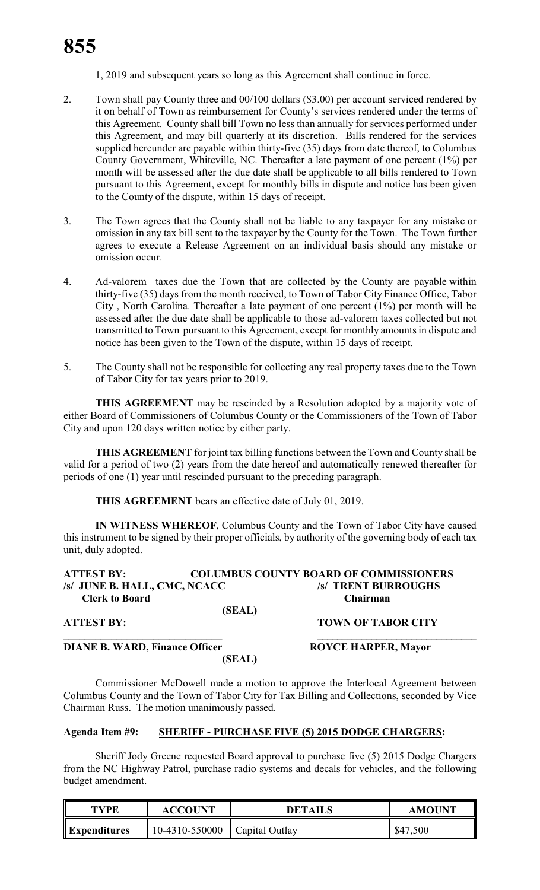1, 2019 and subsequent years so long as this Agreement shall continue in force.

2. Town shall pay County three and 00/100 dollars ($3.00) per account serviced rendered by it on behalf of Town as reimbursement for County's services rendered under the terms of this Agreement. County shall bill Town no less than annually for services performed under this Agreement, and may bill quarterly at its discretion. Bills rendered for the services supplied hereunder are payable within thirty-five (35) days from date thereof, to Columbus County Government, Whiteville, NC. Thereafter a late payment of one percent (1%) per month will be assessed after the due date shall be applicable to all bills rendered to Town pursuant to this Agreement, except for monthly bills in dispute and notice has been given to the County of the dispute, within 15 days of receipt.

3. The Town agrees that the County shall not be liable to any taxpayer for any mistake or omission in any tax bill sent to the taxpayer by the County for the Town. The Town further agrees to execute a Release Agreement on an individual basis should any mistake or omission occur.

4. Ad-valorem taxes due the Town that are collected by the County are payable within thirty-five (35) days from the month received, to Town of Tabor City Finance Office, Tabor City , North Carolina. Thereafter a late payment of one percent (1%) per month will be assessed after the due date shall be applicable to those ad-valorem taxes collected but not transmitted to Town pursuant to this Agreement, except for monthly amounts in dispute and notice has been given to the Town of the dispute, within 15 days of receipt.

5. The County shall not be responsible for collecting any real property taxes due to the Town of Tabor City for tax years prior to 2019.

**THIS AGREEMENT** may be rescinded by a Resolution adopted by a majority vote of either Board of Commissioners of Columbus County or the Commissioners of the Town of Tabor City and upon 120 days written notice by either party.

**THIS AGREEMENT** for joint tax billing functions between the Town and County shall be valid for a period of two (2) years from the date hereof and automatically renewed thereafter for periods of one (1) year until rescinded pursuant to the preceding paragraph.

**THIS AGREEMENT** bears an effective date of July 01, 2019.

**IN WITNESS WHEREOF**, Columbus County and the Town of Tabor City have caused this instrument to be signed by their proper officials, by authority of the governing body of each tax unit, duly adopted.

**ATTEST BY:** **COLUMBUS COUNTY BOARD OF COMMISSIONERS**
**/s/ JUNE B. HALL, CMC, NCACC** **/s/ TRENT BURROUGHS**
**Clerk to Board** **Chairman**
**(SEAL)**

**ATTEST BY:** **TOWN OF TABOR CITY**

**\_\_\_\_\_\_\_\_\_\_\_\_\_\_\_\_\_\_\_\_\_\_\_\_\_\_\_\_\_\_** **\_\_\_\_\_\_\_\_\_\_\_\_\_\_\_\_\_\_\_\_\_\_\_\_\_\_\_\_\_\_**
**DIANE B. WARD, Finance Officer** **ROYCE HARPER, Mayor**
**(SEAL)**

Commissioner McDowell made a motion to approve the Interlocal Agreement between Columbus County and the Town of Tabor City for Tax Billing and Collections, seconded by Vice Chairman Russ. The motion unanimously passed.

**Agenda Item #9: SHERIFF - PURCHASE FIVE (5) 2015 DODGE CHARGERS:**

Sheriff Jody Greene requested Board approval to purchase five (5) 2015 Dodge Chargers from the NC Highway Patrol, purchase radio systems and decals for vehicles, and the following budget amendment.

| TYPE | ACCOUNT | DETAILS | AMOUNT |
|---|---|---|---|
| Expenditures | 10-4310-550000 | Capital Outlay | $47,500 |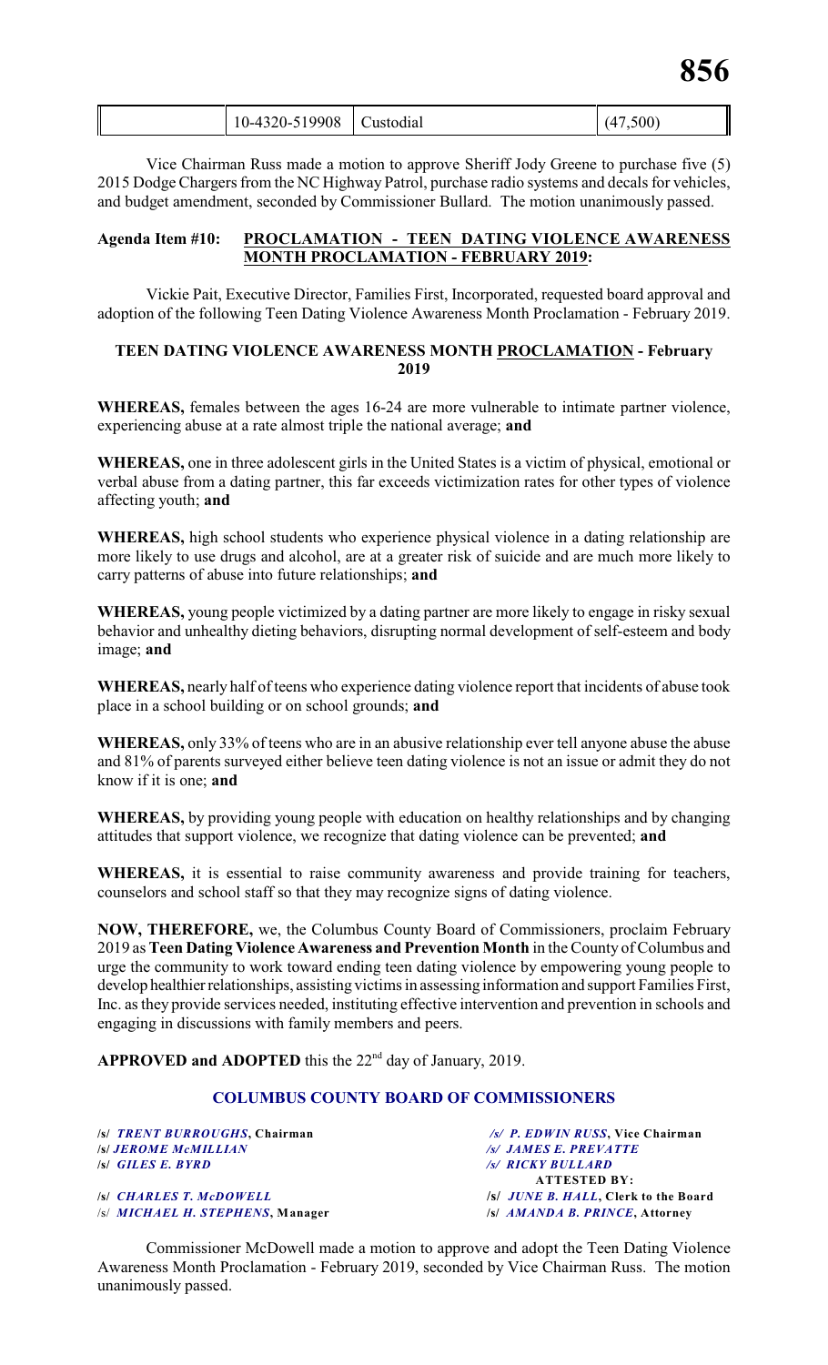| | 10-4320-519908 | Custodial | (47,500) |
|---|---|---|---|

Vice Chairman Russ made a motion to approve Sheriff Jody Greene to purchase five (5) 2015 Dodge Chargers from the NC Highway Patrol, purchase radio systems and decals for vehicles, and budget amendment, seconded by Commissioner Bullard. The motion unanimously passed.

**Agenda Item #10: PROCLAMATION - TEEN DATING VIOLENCE AWARENESS MONTH PROCLAMATION - FEBRUARY 2019:**

Vickie Pait, Executive Director, Families First, Incorporated, requested board approval and adoption of the following Teen Dating Violence Awareness Month Proclamation - February 2019.

**TEEN DATING VIOLENCE AWARENESS MONTH PROCLAMATION - February 2019**

**WHEREAS,** females between the ages 16-24 are more vulnerable to intimate partner violence, experiencing abuse at a rate almost triple the national average; **and**

**WHEREAS,** one in three adolescent girls in the United States is a victim of physical, emotional or verbal abuse from a dating partner, this far exceeds victimization rates for other types of violence affecting youth; **and**

**WHEREAS,** high school students who experience physical violence in a dating relationship are more likely to use drugs and alcohol, are at a greater risk of suicide and are much more likely to carry patterns of abuse into future relationships; **and**

**WHEREAS,** young people victimized by a dating partner are more likely to engage in risky sexual behavior and unhealthy dieting behaviors, disrupting normal development of self-esteem and body image; **and**

**WHEREAS,** nearly half of teens who experience dating violence report that incidents of abuse took place in a school building or on school grounds; **and**

**WHEREAS,** only 33% of teens who are in an abusive relationship ever tell anyone abuse the abuse and 81% of parents surveyed either believe teen dating violence is not an issue or admit they do not know if it is one; **and**

**WHEREAS,** by providing young people with education on healthy relationships and by changing attitudes that support violence, we recognize that dating violence can be prevented; **and**

**WHEREAS,** it is essential to raise community awareness and provide training for teachers, counselors and school staff so that they may recognize signs of dating violence.

**NOW, THEREFORE,** we, the Columbus County Board of Commissioners, proclaim February 2019 as **Teen Dating Violence Awareness and Prevention Month** in the County of Columbus and urge the community to work toward ending teen dating violence by empowering young people to develop healthier relationships, assisting victims in assessing information and support Families First, Inc. as they provide services needed, instituting effective intervention and prevention in schools and engaging in discussions with family members and peers.

**APPROVED and ADOPTED** this the 22nd day of January, 2019.

**COLUMBUS COUNTY BOARD OF COMMISSIONERS**

/s/ *TRENT BURROUGHS*, **Chairman** &nbsp; /s/ *P. EDWIN RUSS*, **Vice Chairman**
/s/ *JEROME McMILLIAN* &nbsp; /s/ *JAMES E. PREVATTE*
/s/ *GILES E. BYRD* &nbsp; /s/ *RICKY BULLARD*

**ATTESTED BY:**

/s/ *CHARLES T. McDOWELL* &nbsp; /s/ *JUNE B. HALL*, **Clerk to the Board**
/s/ *MICHAEL H. STEPHENS*, **Manager** &nbsp; /s/ *AMANDA B. PRINCE*, **Attorney**

Commissioner McDowell made a motion to approve and adopt the Teen Dating Violence Awareness Month Proclamation - February 2019, seconded by Vice Chairman Russ. The motion unanimously passed.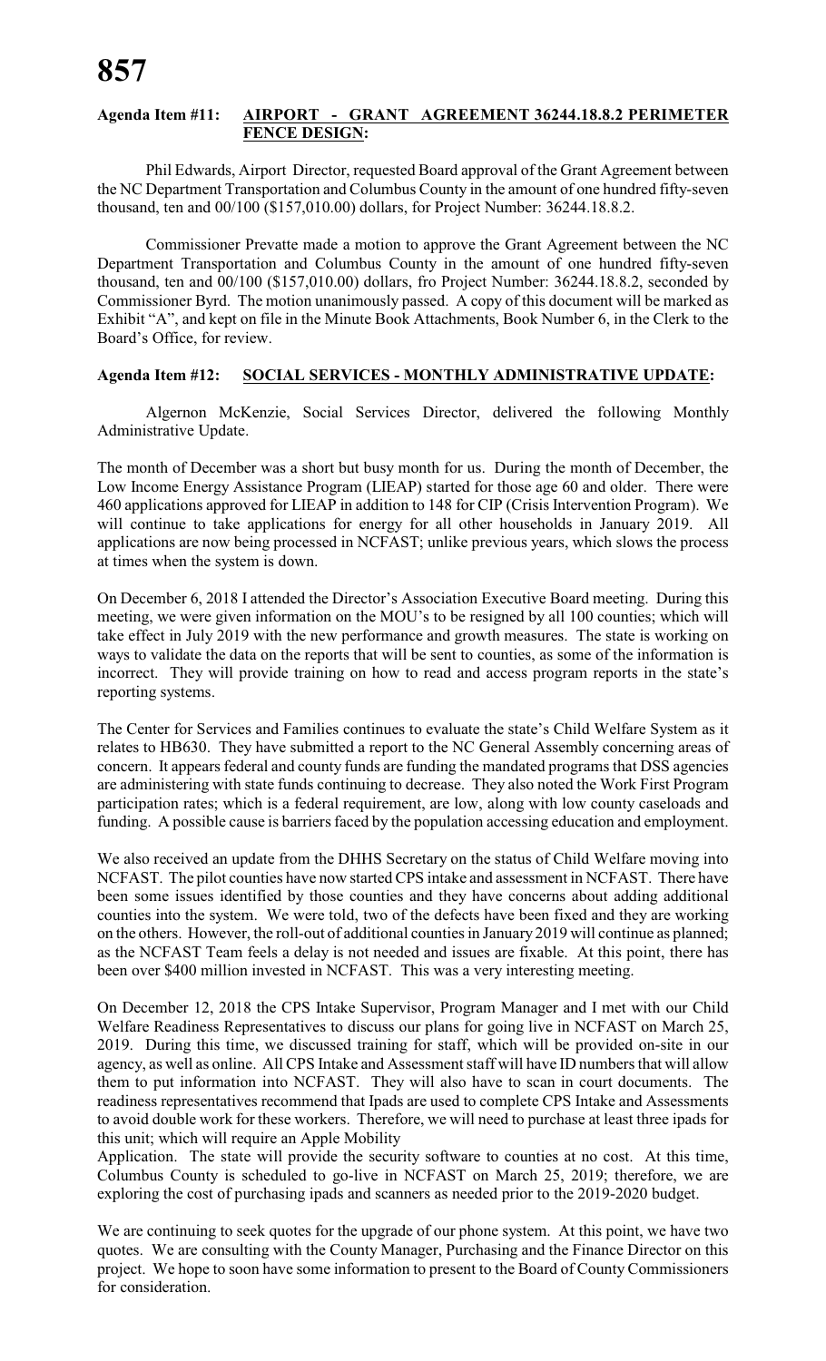**Agenda Item #11: AIRPORT - GRANT AGREEMENT 36244.18.8.2 PERIMETER FENCE DESIGN:**

Phil Edwards, Airport Director, requested Board approval of the Grant Agreement between the NC Department Transportation and Columbus County in the amount of one hundred fifty-seven thousand, ten and 00/100 ($157,010.00) dollars, for Project Number: 36244.18.8.2.

Commissioner Prevatte made a motion to approve the Grant Agreement between the NC Department Transportation and Columbus County in the amount of one hundred fifty-seven thousand, ten and 00/100 ($157,010.00) dollars, fro Project Number: 36244.18.8.2, seconded by Commissioner Byrd. The motion unanimously passed. A copy of this document will be marked as Exhibit "A", and kept on file in the Minute Book Attachments, Book Number 6, in the Clerk to the Board's Office, for review.

**Agenda Item #12: SOCIAL SERVICES - MONTHLY ADMINISTRATIVE UPDATE:**

Algernon McKenzie, Social Services Director, delivered the following Monthly Administrative Update.

The month of December was a short but busy month for us. During the month of December, the Low Income Energy Assistance Program (LIEAP) started for those age 60 and older. There were 460 applications approved for LIEAP in addition to 148 for CIP (Crisis Intervention Program). We will continue to take applications for energy for all other households in January 2019. All applications are now being processed in NCFAST; unlike previous years, which slows the process at times when the system is down.

On December 6, 2018 I attended the Director's Association Executive Board meeting. During this meeting, we were given information on the MOU's to be resigned by all 100 counties; which will take effect in July 2019 with the new performance and growth measures. The state is working on ways to validate the data on the reports that will be sent to counties, as some of the information is incorrect. They will provide training on how to read and access program reports in the state's reporting systems.

The Center for Services and Families continues to evaluate the state's Child Welfare System as it relates to HB630. They have submitted a report to the NC General Assembly concerning areas of concern. It appears federal and county funds are funding the mandated programs that DSS agencies are administering with state funds continuing to decrease. They also noted the Work First Program participation rates; which is a federal requirement, are low, along with low county caseloads and funding. A possible cause is barriers faced by the population accessing education and employment.

We also received an update from the DHHS Secretary on the status of Child Welfare moving into NCFAST. The pilot counties have now started CPS intake and assessment in NCFAST. There have been some issues identified by those counties and they have concerns about adding additional counties into the system. We were told, two of the defects have been fixed and they are working on the others. However, the roll-out of additional counties in January 2019 will continue as planned; as the NCFAST Team feels a delay is not needed and issues are fixable. At this point, there has been over $400 million invested in NCFAST. This was a very interesting meeting.

On December 12, 2018 the CPS Intake Supervisor, Program Manager and I met with our Child Welfare Readiness Representatives to discuss our plans for going live in NCFAST on March 25, 2019. During this time, we discussed training for staff, which will be provided on-site in our agency, as well as online. All CPS Intake and Assessment staff will have ID numbers that will allow them to put information into NCFAST. They will also have to scan in court documents. The readiness representatives recommend that Ipads are used to complete CPS Intake and Assessments to avoid double work for these workers. Therefore, we will need to purchase at least three ipads for this unit; which will require an Apple Mobility Application. The state will provide the security software to counties at no cost. At this time, Columbus County is scheduled to go-live in NCFAST on March 25, 2019; therefore, we are exploring the cost of purchasing ipads and scanners as needed prior to the 2019-2020 budget.

We are continuing to seek quotes for the upgrade of our phone system. At this point, we have two quotes. We are consulting with the County Manager, Purchasing and the Finance Director on this project. We hope to soon have some information to present to the Board of County Commissioners for consideration.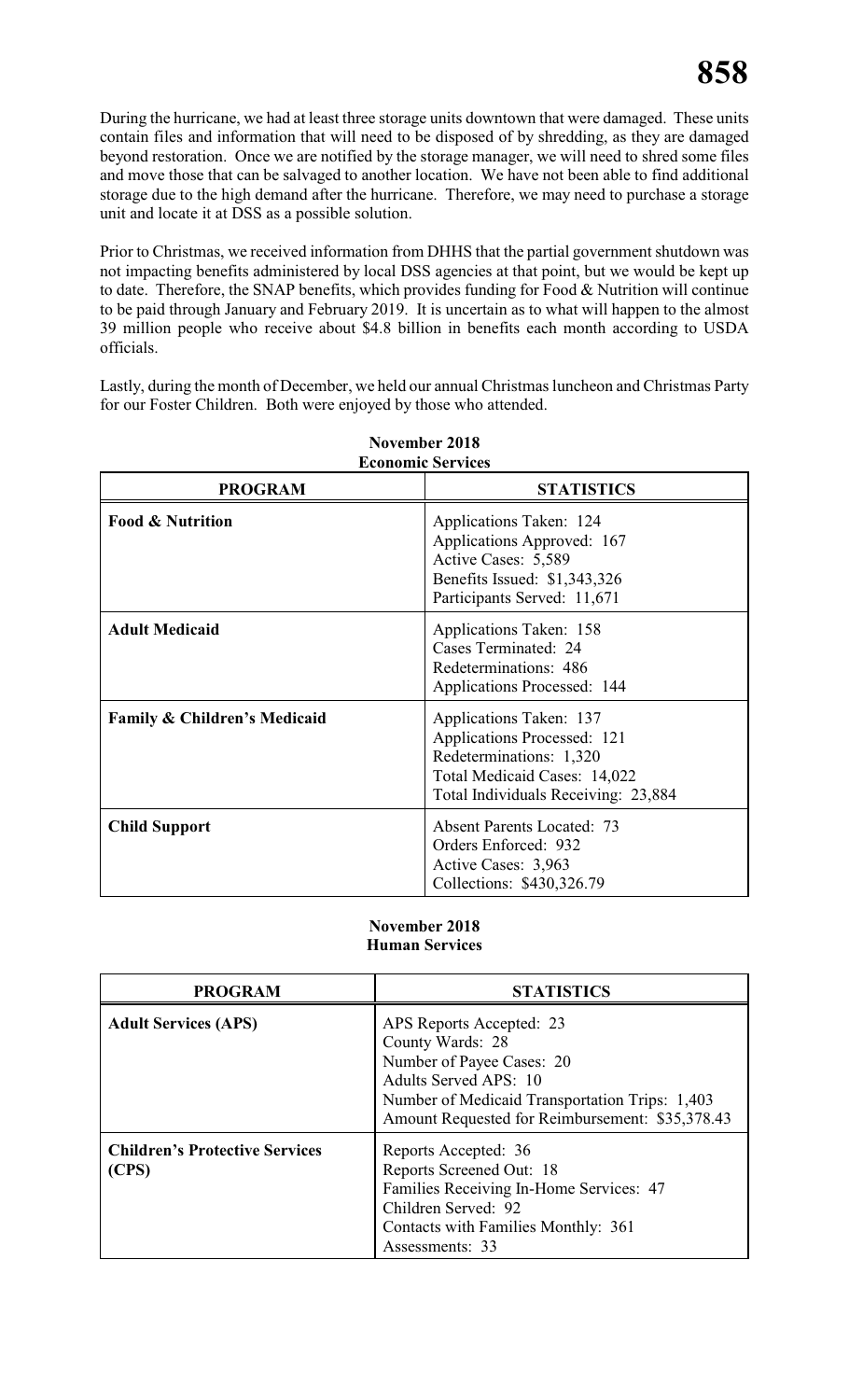During the hurricane, we had at least three storage units downtown that were damaged. These units contain files and information that will need to be disposed of by shredding, as they are damaged beyond restoration. Once we are notified by the storage manager, we will need to shred some files and move those that can be salvaged to another location. We have not been able to find additional storage due to the high demand after the hurricane. Therefore, we may need to purchase a storage unit and locate it at DSS as a possible solution.

Prior to Christmas, we received information from DHHS that the partial government shutdown was not impacting benefits administered by local DSS agencies at that point, but we would be kept up to date. Therefore, the SNAP benefits, which provides funding for Food & Nutrition will continue to be paid through January and February 2019. It is uncertain as to what will happen to the almost 39 million people who receive about $4.8 billion in benefits each month according to USDA officials.

Lastly, during the month of December, we held our annual Christmas luncheon and Christmas Party for our Foster Children. Both were enjoyed by those who attended.

**November 2018**
**Economic Services**

| PROGRAM | STATISTICS |
|---|---|
| **Food & Nutrition** | Applications Taken: 124<br>Applications Approved: 167<br>Active Cases: 5,589<br>Benefits Issued: $1,343,326<br>Participants Served: 11,671 |
| **Adult Medicaid** | Applications Taken: 158<br>Cases Terminated: 24<br>Redeterminations: 486<br>Applications Processed: 144 |
| **Family & Children's Medicaid** | Applications Taken: 137<br>Applications Processed: 121<br>Redeterminations: 1,320<br>Total Medicaid Cases: 14,022<br>Total Individuals Receiving: 23,884 |
| **Child Support** | Absent Parents Located: 73<br>Orders Enforced: 932<br>Active Cases: 3,963<br>Collections: $430,326.79 |

**November 2018**
**Human Services**

| PROGRAM | STATISTICS |
|---|---|
| **Adult Services (APS)** | APS Reports Accepted: 23<br>County Wards: 28<br>Number of Payee Cases: 20<br>Adults Served APS: 10<br>Number of Medicaid Transportation Trips: 1,403<br>Amount Requested for Reimbursement: $35,378.43 |
| **Children's Protective Services (CPS)** | Reports Accepted: 36<br>Reports Screened Out: 18<br>Families Receiving In-Home Services: 47<br>Children Served: 92<br>Contacts with Families Monthly: 361<br>Assessments: 33 |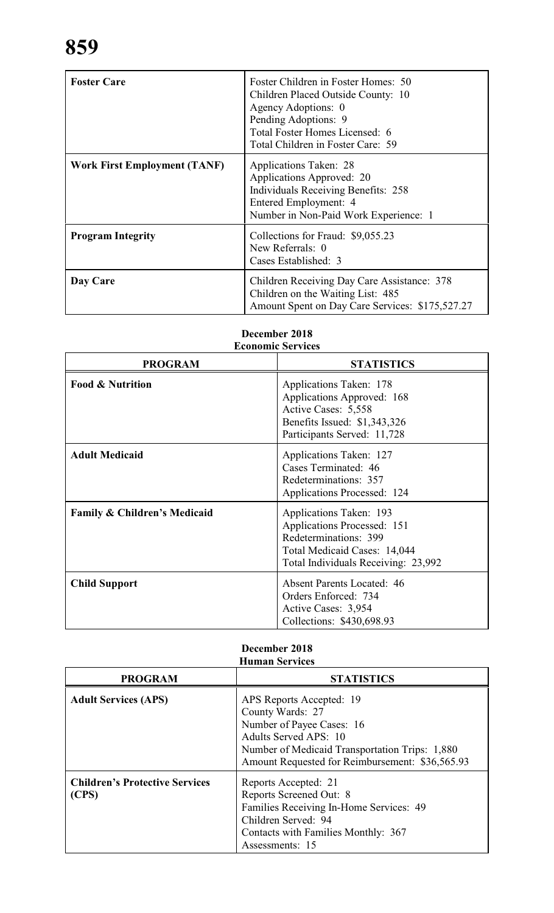| Foster Care | Foster Children in Foster Homes: 50<br>Children Placed Outside County: 10<br>Agency Adoptions: 0<br>Pending Adoptions: 9<br>Total Foster Homes Licensed: 6<br>Total Children in Foster Care: 59 |
|---|---|
| **Work First Employment (TANF)** | Applications Taken: 28<br>Applications Approved: 20<br>Individuals Receiving Benefits: 258<br>Entered Employment: 4<br>Number in Non-Paid Work Experience: 1 |
| **Program Integrity** | Collections for Fraud: $9,055.23<br>New Referrals: 0<br>Cases Established: 3 |
| **Day Care** | Children Receiving Day Care Assistance: 378<br>Children on the Waiting List: 485<br>Amount Spent on Day Care Services: $175,527.27 |

**December 2018**
**Economic Services**

| PROGRAM | STATISTICS |
|---|---|
| **Food & Nutrition** | Applications Taken: 178<br>Applications Approved: 168<br>Active Cases: 5,558<br>Benefits Issued: $1,343,326<br>Participants Served: 11,728 |
| **Adult Medicaid** | Applications Taken: 127<br>Cases Terminated: 46<br>Redeterminations: 357<br>Applications Processed: 124 |
| **Family & Children's Medicaid** | Applications Taken: 193<br>Applications Processed: 151<br>Redeterminations: 399<br>Total Medicaid Cases: 14,044<br>Total Individuals Receiving: 23,992 |
| **Child Support** | Absent Parents Located: 46<br>Orders Enforced: 734<br>Active Cases: 3,954<br>Collections: $430,698.93 |

**December 2018**
**Human Services**

| PROGRAM | STATISTICS |
|---|---|
| **Adult Services (APS)** | APS Reports Accepted: 19<br>County Wards: 27<br>Number of Payee Cases: 16<br>Adults Served APS: 10<br>Number of Medicaid Transportation Trips: 1,880<br>Amount Requested for Reimbursement: $36,565.93 |
| **Children's Protective Services (CPS)** | Reports Accepted: 21<br>Reports Screened Out: 8<br>Families Receiving In-Home Services: 49<br>Children Served: 94<br>Contacts with Families Monthly: 367<br>Assessments: 15 |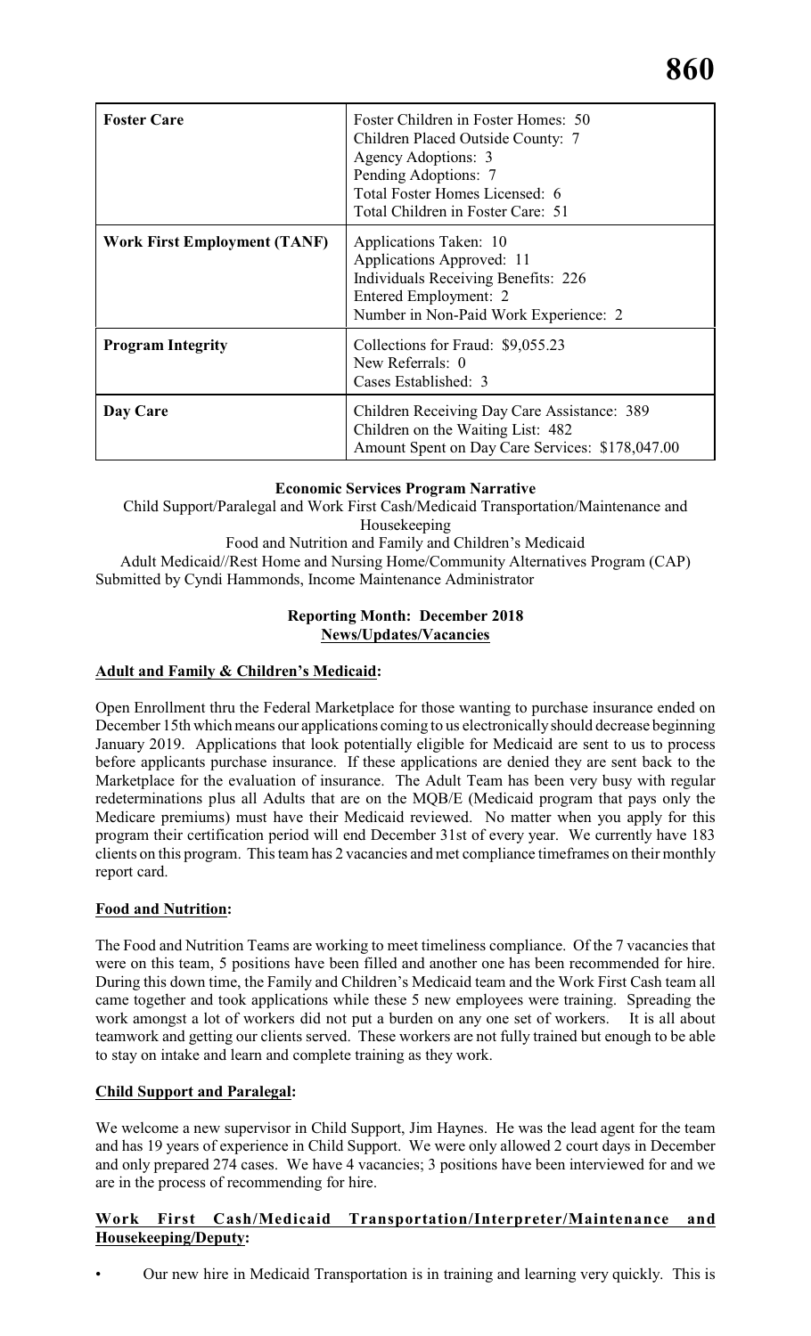| | |
|---|---|
| **Foster Care** | Foster Children in Foster Homes: 50<br>Children Placed Outside County: 7<br>Agency Adoptions: 3<br>Pending Adoptions: 7<br>Total Foster Homes Licensed: 6<br>Total Children in Foster Care: 51 |
| **Work First Employment (TANF)** | Applications Taken: 10<br>Applications Approved: 11<br>Individuals Receiving Benefits: 226<br>Entered Employment: 2<br>Number in Non-Paid Work Experience: 2 |
| **Program Integrity** | Collections for Fraud: $9,055.23<br>New Referrals: 0<br>Cases Established: 3 |
| **Day Care** | Children Receiving Day Care Assistance: 389<br>Children on the Waiting List: 482<br>Amount Spent on Day Care Services: $178,047.00 |

**Economic Services Program Narrative**

Child Support/Paralegal and Work First Cash/Medicaid Transportation/Maintenance and Housekeeping
Food and Nutrition and Family and Children's Medicaid
Adult Medicaid//Rest Home and Nursing Home/Community Alternatives Program (CAP)
Submitted by Cyndi Hammonds, Income Maintenance Administrator

**Reporting Month: December 2018**
**News/Updates/Vacancies**

**Adult and Family & Children's Medicaid:**

Open Enrollment thru the Federal Marketplace for those wanting to purchase insurance ended on December 15th which means our applications coming to us electronically should decrease beginning January 2019. Applications that look potentially eligible for Medicaid are sent to us to process before applicants purchase insurance. If these applications are denied they are sent back to the Marketplace for the evaluation of insurance. The Adult Team has been very busy with regular redeterminations plus all Adults that are on the MQB/E (Medicaid program that pays only the Medicare premiums) must have their Medicaid reviewed. No matter when you apply for this program their certification period will end December 31st of every year. We currently have 183 clients on this program. This team has 2 vacancies and met compliance timeframes on their monthly report card.

**Food and Nutrition:**

The Food and Nutrition Teams are working to meet timeliness compliance. Of the 7 vacancies that were on this team, 5 positions have been filled and another one has been recommended for hire. During this down time, the Family and Children's Medicaid team and the Work First Cash team all came together and took applications while these 5 new employees were training. Spreading the work amongst a lot of workers did not put a burden on any one set of workers. It is all about teamwork and getting our clients served. These workers are not fully trained but enough to be able to stay on intake and learn and complete training as they work.

**Child Support and Paralegal:**

We welcome a new supervisor in Child Support, Jim Haynes. He was the lead agent for the team and has 19 years of experience in Child Support. We were only allowed 2 court days in December and only prepared 274 cases. We have 4 vacancies; 3 positions have been interviewed for and we are in the process of recommending for hire.

**Work First Cash/Medicaid Transportation/Interpreter/Maintenance and Housekeeping/Deputy:**

- Our new hire in Medicaid Transportation is in training and learning very quickly. This is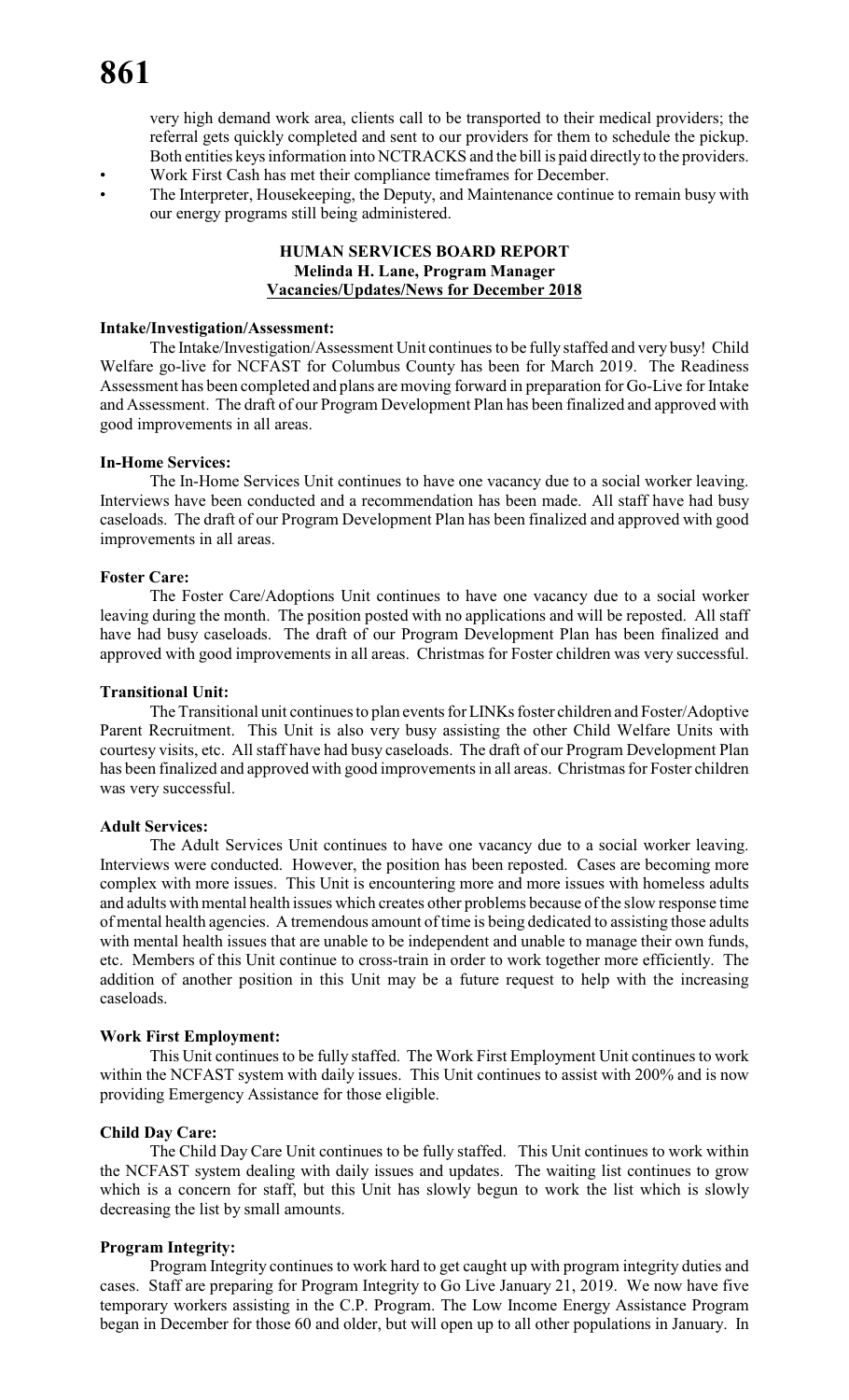very high demand work area, clients call to be transported to their medical providers; the referral gets quickly completed and sent to our providers for them to schedule the pickup. Both entities keys information into NCTRACKS and the bill is paid directly to the providers.

- Work First Cash has met their compliance timeframes for December.
- The Interpreter, Housekeeping, the Deputy, and Maintenance continue to remain busy with our energy programs still being administered.

**HUMAN SERVICES BOARD REPORT**
**Melinda H. Lane, Program Manager**
**Vacancies/Updates/News for December 2018**

**Intake/Investigation/Assessment:**

The Intake/Investigation/Assessment Unit continues to be fully staffed and very busy! Child Welfare go-live for NCFAST for Columbus County has been for March 2019. The Readiness Assessment has been completed and plans are moving forward in preparation for Go-Live for Intake and Assessment. The draft of our Program Development Plan has been finalized and approved with good improvements in all areas.

**In-Home Services:**

The In-Home Services Unit continues to have one vacancy due to a social worker leaving. Interviews have been conducted and a recommendation has been made. All staff have had busy caseloads. The draft of our Program Development Plan has been finalized and approved with good improvements in all areas.

**Foster Care:**

The Foster Care/Adoptions Unit continues to have one vacancy due to a social worker leaving during the month. The position posted with no applications and will be reposted. All staff have had busy caseloads. The draft of our Program Development Plan has been finalized and approved with good improvements in all areas. Christmas for Foster children was very successful.

**Transitional Unit:**

The Transitional unit continues to plan events for LINKs foster children and Foster/Adoptive Parent Recruitment. This Unit is also very busy assisting the other Child Welfare Units with courtesy visits, etc. All staff have had busy caseloads. The draft of our Program Development Plan has been finalized and approved with good improvements in all areas. Christmas for Foster children was very successful.

**Adult Services:**

The Adult Services Unit continues to have one vacancy due to a social worker leaving. Interviews were conducted. However, the position has been reposted. Cases are becoming more complex with more issues. This Unit is encountering more and more issues with homeless adults and adults with mental health issues which creates other problems because of the slow response time of mental health agencies. A tremendous amount of time is being dedicated to assisting those adults with mental health issues that are unable to be independent and unable to manage their own funds, etc. Members of this Unit continue to cross-train in order to work together more efficiently. The addition of another position in this Unit may be a future request to help with the increasing caseloads.

**Work First Employment:**

This Unit continues to be fully staffed. The Work First Employment Unit continues to work within the NCFAST system with daily issues. This Unit continues to assist with 200% and is now providing Emergency Assistance for those eligible.

**Child Day Care:**

The Child Day Care Unit continues to be fully staffed. This Unit continues to work within the NCFAST system dealing with daily issues and updates. The waiting list continues to grow which is a concern for staff, but this Unit has slowly begun to work the list which is slowly decreasing the list by small amounts.

**Program Integrity:**

Program Integrity continues to work hard to get caught up with program integrity duties and cases. Staff are preparing for Program Integrity to Go Live January 21, 2019. We now have five temporary workers assisting in the C.P. Program. The Low Income Energy Assistance Program began in December for those 60 and older, but will open up to all other populations in January. In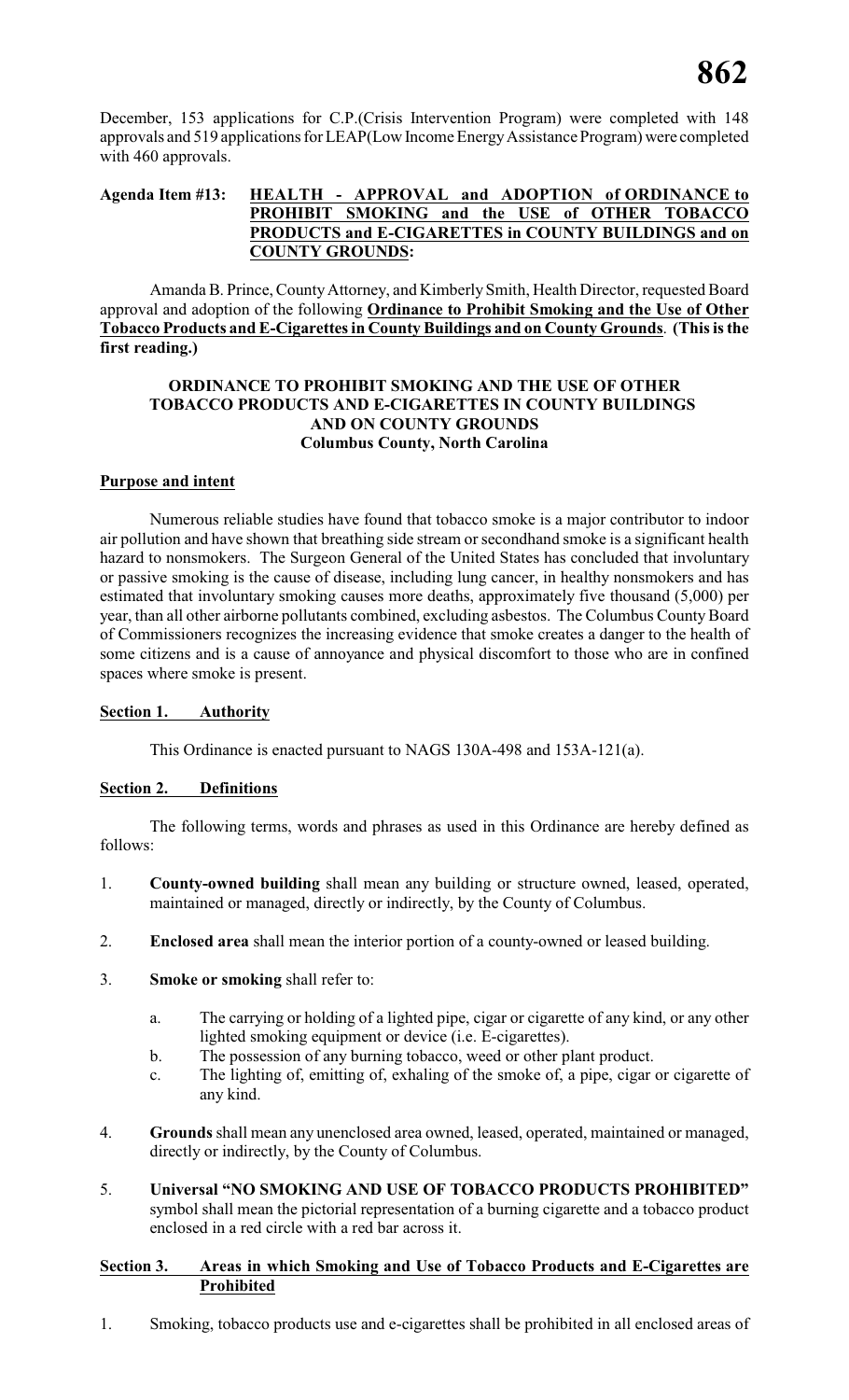December, 153 applications for C.P.(Crisis Intervention Program) were completed with 148 approvals and 519 applications for LEAP(Low Income Energy Assistance Program) were completed with 460 approvals.

**Agenda Item #13:** **<u>HEALTH - APPROVAL and ADOPTION of ORDINANCE to PROHIBIT SMOKING and the USE of OTHER TOBACCO PRODUCTS and E-CIGARETTES in COUNTY BUILDINGS and on COUNTY GROUNDS</u>:**

Amanda B. Prince, County Attorney, and Kimberly Smith, Health Director, requested Board approval and adoption of the following **<u>Ordinance to Prohibit Smoking and the Use of Other Tobacco Products and E-Cigarettes in County Buildings and on County Grounds</u>**. **(This is the first reading.)**

**ORDINANCE TO PROHIBIT SMOKING AND THE USE OF OTHER TOBACCO PRODUCTS AND E-CIGARETTES IN COUNTY BUILDINGS AND ON COUNTY GROUNDS**
**Columbus County, North Carolina**

**<u>Purpose and intent</u>**

Numerous reliable studies have found that tobacco smoke is a major contributor to indoor air pollution and have shown that breathing side stream or secondhand smoke is a significant health hazard to nonsmokers. The Surgeon General of the United States has concluded that involuntary or passive smoking is the cause of disease, including lung cancer, in healthy nonsmokers and has estimated that involuntary smoking causes more deaths, approximately five thousand (5,000) per year, than all other airborne pollutants combined, excluding asbestos. The Columbus County Board of Commissioners recognizes the increasing evidence that smoke creates a danger to the health of some citizens and is a cause of annoyance and physical discomfort to those who are in confined spaces where smoke is present.

**<u>Section 1. Authority</u>**

This Ordinance is enacted pursuant to NAGS 130A-498 and 153A-121(a).

**<u>Section 2. Definitions</u>**

The following terms, words and phrases as used in this Ordinance are hereby defined as follows:

1. **County-owned building** shall mean any building or structure owned, leased, operated, maintained or managed, directly or indirectly, by the County of Columbus.

2. **Enclosed area** shall mean the interior portion of a county-owned or leased building.

3. **Smoke or smoking** shall refer to:

   a. The carrying or holding of a lighted pipe, cigar or cigarette of any kind, or any other lighted smoking equipment or device (i.e. E-cigarettes).
   b. The possession of any burning tobacco, weed or other plant product.
   c. The lighting of, emitting of, exhaling of the smoke of, a pipe, cigar or cigarette of any kind.

4. **Grounds** shall mean any unenclosed area owned, leased, operated, maintained or managed, directly or indirectly, by the County of Columbus.

5. **Universal "NO SMOKING AND USE OF TOBACCO PRODUCTS PROHIBITED"** symbol shall mean the pictorial representation of a burning cigarette and a tobacco product enclosed in a red circle with a red bar across it.

**<u>Section 3. Areas in which Smoking and Use of Tobacco Products and E-Cigarettes are Prohibited</u>**

1. Smoking, tobacco products use and e-cigarettes shall be prohibited in all enclosed areas of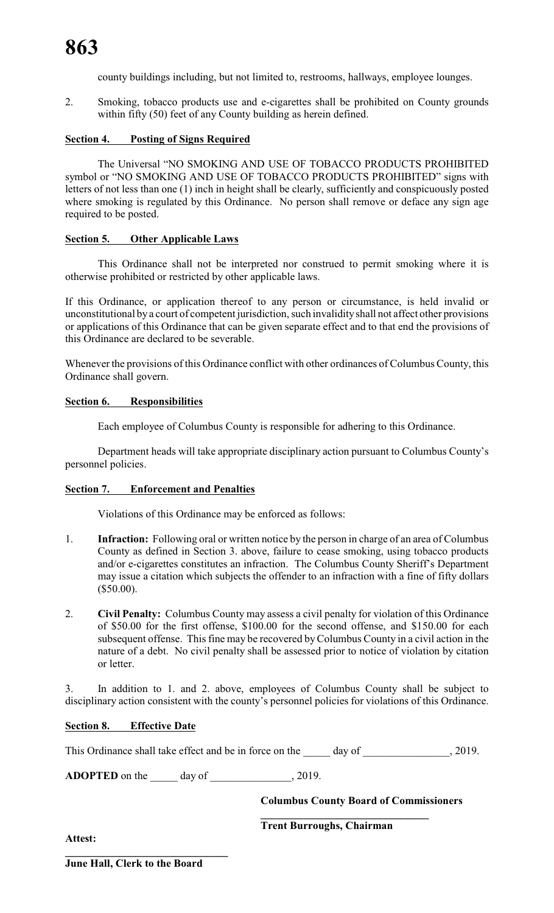county buildings including, but not limited to, restrooms, hallways, employee lounges.

2. Smoking, tobacco products use and e-cigarettes shall be prohibited on County grounds within fifty (50) feet of any County building as herein defined.

**Section 4. Posting of Signs Required**

The Universal "NO SMOKING AND USE OF TOBACCO PRODUCTS PROHIBITED symbol or "NO SMOKING AND USE OF TOBACCO PRODUCTS PROHIBITED" signs with letters of not less than one (1) inch in height shall be clearly, sufficiently and conspicuously posted where smoking is regulated by this Ordinance. No person shall remove or deface any sign age required to be posted.

**Section 5. Other Applicable Laws**

This Ordinance shall not be interpreted nor construed to permit smoking where it is otherwise prohibited or restricted by other applicable laws.

If this Ordinance, or application thereof to any person or circumstance, is held invalid or unconstitutional by a court of competent jurisdiction, such invalidity shall not affect other provisions or applications of this Ordinance that can be given separate effect and to that end the provisions of this Ordinance are declared to be severable.

Whenever the provisions of this Ordinance conflict with other ordinances of Columbus County, this Ordinance shall govern.

**Section 6. Responsibilities**

Each employee of Columbus County is responsible for adhering to this Ordinance.

Department heads will take appropriate disciplinary action pursuant to Columbus County's personnel policies.

**Section 7. Enforcement and Penalties**

Violations of this Ordinance may be enforced as follows:

1. **Infraction:** Following oral or written notice by the person in charge of an area of Columbus County as defined in Section 3. above, failure to cease smoking, using tobacco products and/or e-cigarettes constitutes an infraction. The Columbus County Sheriff's Department may issue a citation which subjects the offender to an infraction with a fine of fifty dollars ($50.00).

2. **Civil Penalty:** Columbus County may assess a civil penalty for violation of this Ordinance of $50.00 for the first offense, $100.00 for the second offense, and $150.00 for each subsequent offense. This fine may be recovered by Columbus County in a civil action in the nature of a debt. No civil penalty shall be assessed prior to notice of violation by citation or letter.

3. In addition to 1. and 2. above, employees of Columbus County shall be subject to disciplinary action consistent with the county's personnel policies for violations of this Ordinance.

**Section 8. Effective Date**

This Ordinance shall take effect and be in force on the _____ day of ________________, 2019.

**ADOPTED** on the _____ day of _______________, 2019.

**Columbus County Board of Commissioners**

________________________________

**Trent Burroughs, Chairman**

**Attest:**

________________________________

**June Hall, Clerk to the Board**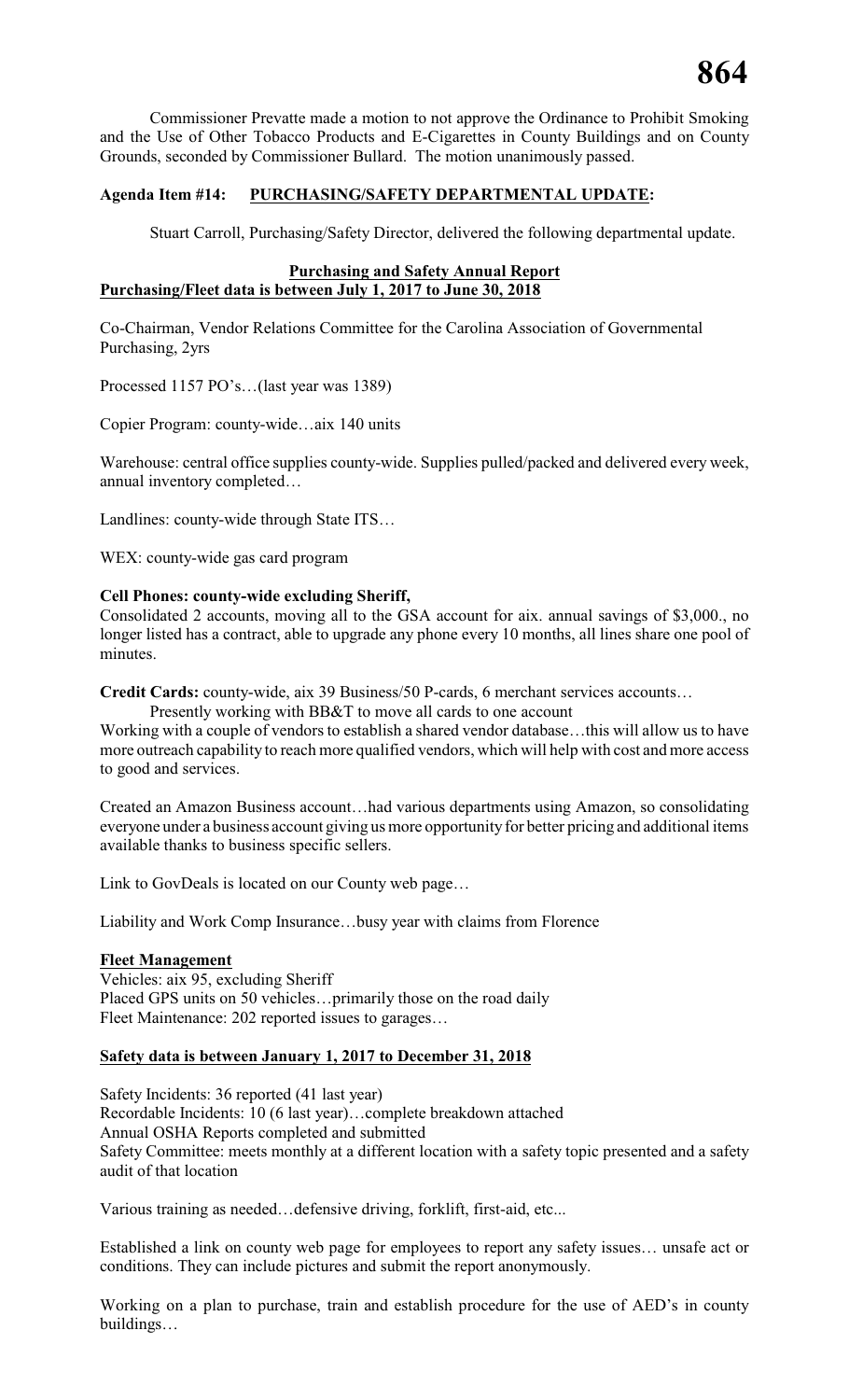Commissioner Prevatte made a motion to not approve the Ordinance to Prohibit Smoking and the Use of Other Tobacco Products and E-Cigarettes in County Buildings and on County Grounds, seconded by Commissioner Bullard. The motion unanimously passed.

**Agenda Item #14: PURCHASING/SAFETY DEPARTMENTAL UPDATE:**

Stuart Carroll, Purchasing/Safety Director, delivered the following departmental update.

**Purchasing and Safety Annual Report**

**Purchasing/Fleet data is between July 1, 2017 to June 30, 2018**

Co-Chairman, Vendor Relations Committee for the Carolina Association of Governmental Purchasing, 2yrs

Processed 1157 PO's…(last year was 1389)

Copier Program: county-wide…aix 140 units

Warehouse: central office supplies county-wide. Supplies pulled/packed and delivered every week, annual inventory completed…

Landlines: county-wide through State ITS…

WEX: county-wide gas card program

**Cell Phones: county-wide excluding Sheriff,**
Consolidated 2 accounts, moving all to the GSA account for aix. annual savings of $3,000., no longer listed has a contract, able to upgrade any phone every 10 months, all lines share one pool of minutes.

**Credit Cards:** county-wide, aix 39 Business/50 P-cards, 6 merchant services accounts…
Presently working with BB&T to move all cards to one account
Working with a couple of vendors to establish a shared vendor database…this will allow us to have more outreach capability to reach more qualified vendors, which will help with cost and more access to good and services.

Created an Amazon Business account…had various departments using Amazon, so consolidating everyone under a business account giving us more opportunity for better pricing and additional items available thanks to business specific sellers.

Link to GovDeals is located on our County web page…

Liability and Work Comp Insurance…busy year with claims from Florence

**Fleet Management**
Vehicles: aix 95, excluding Sheriff
Placed GPS units on 50 vehicles…primarily those on the road daily
Fleet Maintenance: 202 reported issues to garages…

**Safety data is between January 1, 2017 to December 31, 2018**

Safety Incidents: 36 reported (41 last year)
Recordable Incidents: 10 (6 last year)…complete breakdown attached
Annual OSHA Reports completed and submitted
Safety Committee: meets monthly at a different location with a safety topic presented and a safety audit of that location

Various training as needed…defensive driving, forklift, first-aid, etc...

Established a link on county web page for employees to report any safety issues… unsafe act or conditions. They can include pictures and submit the report anonymously.

Working on a plan to purchase, train and establish procedure for the use of AED's in county buildings…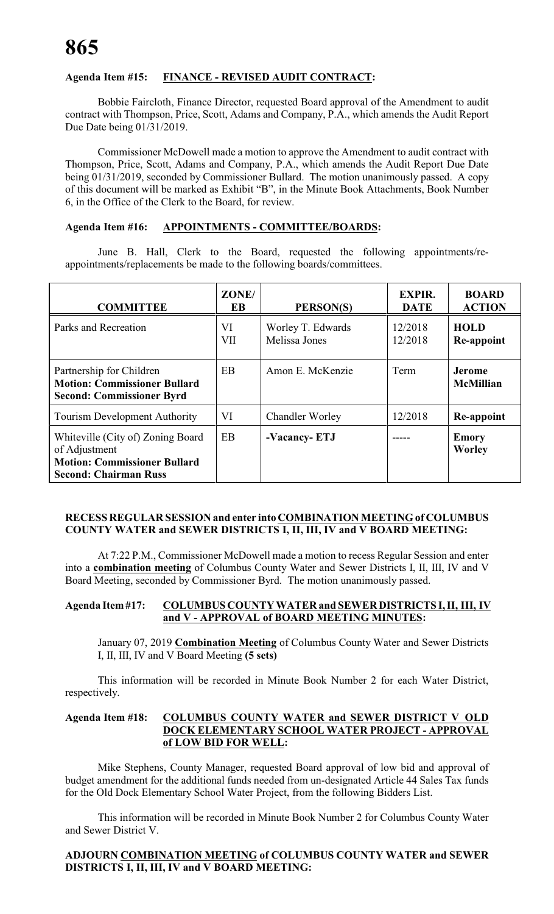**Agenda Item #15: FINANCE - REVISED AUDIT CONTRACT:**

Bobbie Faircloth, Finance Director, requested Board approval of the Amendment to audit contract with Thompson, Price, Scott, Adams and Company, P.A., which amends the Audit Report Due Date being 01/31/2019.

Commissioner McDowell made a motion to approve the Amendment to audit contract with Thompson, Price, Scott, Adams and Company, P.A., which amends the Audit Report Due Date being 01/31/2019, seconded by Commissioner Bullard. The motion unanimously passed. A copy of this document will be marked as Exhibit "B", in the Minute Book Attachments, Book Number 6, in the Office of the Clerk to the Board, for review.

**Agenda Item #16: APPOINTMENTS - COMMITTEE/BOARDS:**

June B. Hall, Clerk to the Board, requested the following appointments/re-appointments/replacements be made to the following boards/committees.

| COMMITTEE | ZONE/ EB | PERSON(S) | EXPIR. DATE | BOARD ACTION |
|---|---|---|---|---|
| Parks and Recreation | VI<br>VII | Worley T. Edwards<br>Melissa Jones | 12/2018<br>12/2018 | **HOLD**<br>**Re-appoint** |
| Partnership for Children<br>**Motion: Commissioner Bullard**<br>**Second: Commissioner Byrd** | EB | Amon E. McKenzie | Term | **Jerome McMillian** |
| Tourism Development Authority | VI | Chandler Worley | 12/2018 | **Re-appoint** |
| Whiteville (City of) Zoning Board of Adjustment<br>**Motion: Commissioner Bullard**<br>**Second: Chairman Russ** | EB | **-Vacancy- ETJ** | ----- | **Emory Worley** |

**RECESS REGULAR SESSION and enter into COMBINATION MEETING of COLUMBUS COUNTY WATER and SEWER DISTRICTS I, II, III, IV and V BOARD MEETING:**

At 7:22 P.M., Commissioner McDowell made a motion to recess Regular Session and enter into a **combination meeting** of Columbus County Water and Sewer Districts I, II, III, IV and V Board Meeting, seconded by Commissioner Byrd. The motion unanimously passed.

**Agenda Item #17: COLUMBUS COUNTY WATER and SEWER DISTRICTS I, II, III, IV and V - APPROVAL of BOARD MEETING MINUTES:**

January 07, 2019 **Combination Meeting** of Columbus County Water and Sewer Districts I, II, III, IV and V Board Meeting **(5 sets)**

This information will be recorded in Minute Book Number 2 for each Water District, respectively.

**Agenda Item #18: COLUMBUS COUNTY WATER and SEWER DISTRICT V OLD DOCK ELEMENTARY SCHOOL WATER PROJECT - APPROVAL of LOW BID FOR WELL:**

Mike Stephens, County Manager, requested Board approval of low bid and approval of budget amendment for the additional funds needed from un-designated Article 44 Sales Tax funds for the Old Dock Elementary School Water Project, from the following Bidders List.

This information will be recorded in Minute Book Number 2 for Columbus County Water and Sewer District V.

**ADJOURN COMBINATION MEETING of COLUMBUS COUNTY WATER and SEWER DISTRICTS I, II, III, IV and V BOARD MEETING:**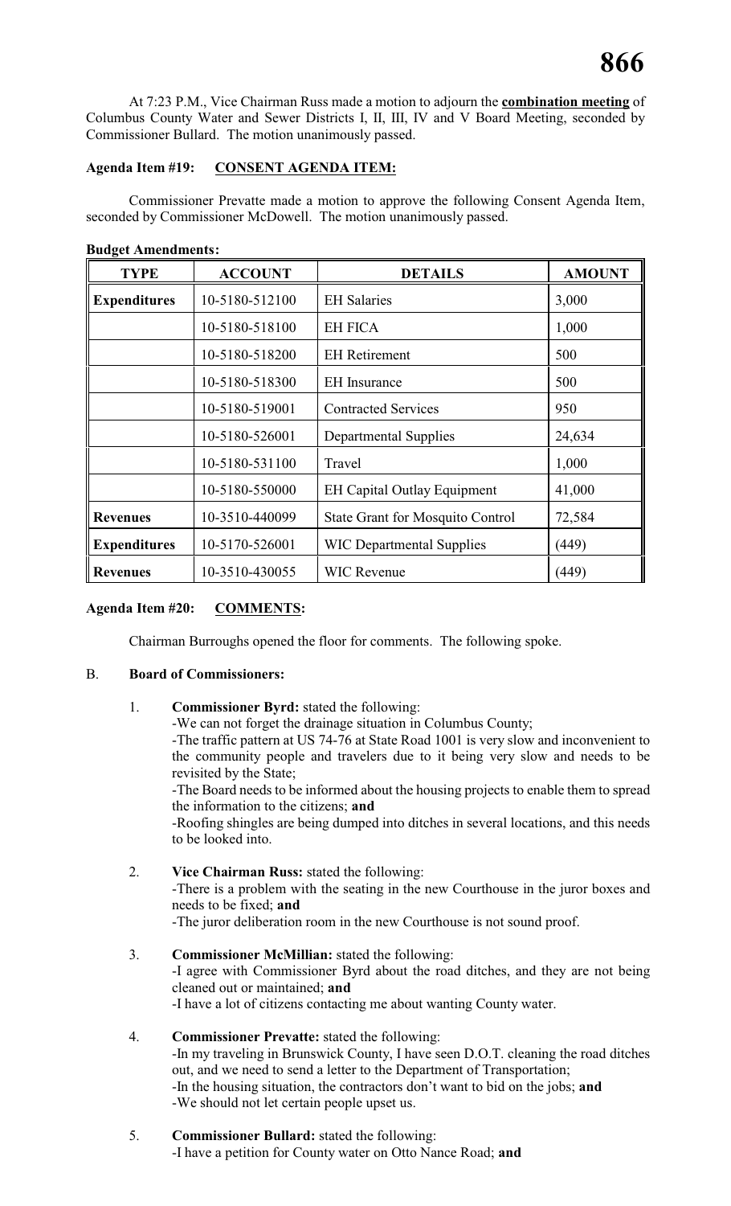At 7:23 P.M., Vice Chairman Russ made a motion to adjourn the **combination meeting** of Columbus County Water and Sewer Districts I, II, III, IV and V Board Meeting, seconded by Commissioner Bullard. The motion unanimously passed.

**Agenda Item #19: CONSENT AGENDA ITEM:**

Commissioner Prevatte made a motion to approve the following Consent Agenda Item, seconded by Commissioner McDowell. The motion unanimously passed.

**Budget Amendments:**

| TYPE | ACCOUNT | DETAILS | AMOUNT |
|---|---|---|---|
| **Expenditures** | 10-5180-512100 | EH Salaries | 3,000 |
| | 10-5180-518100 | EH FICA | 1,000 |
| | 10-5180-518200 | EH Retirement | 500 |
| | 10-5180-518300 | EH Insurance | 500 |
| | 10-5180-519001 | Contracted Services | 950 |
| | 10-5180-526001 | Departmental Supplies | 24,634 |
| | 10-5180-531100 | Travel | 1,000 |
| | 10-5180-550000 | EH Capital Outlay Equipment | 41,000 |
| **Revenues** | 10-3510-440099 | State Grant for Mosquito Control | 72,584 |
| **Expenditures** | 10-5170-526001 | WIC Departmental Supplies | (449) |
| **Revenues** | 10-3510-430055 | WIC Revenue | (449) |

**Agenda Item #20: COMMENTS:**

Chairman Burroughs opened the floor for comments. The following spoke.

B. **Board of Commissioners:**

1. **Commissioner Byrd:** stated the following:
   -We can not forget the drainage situation in Columbus County;
   -The traffic pattern at US 74-76 at State Road 1001 is very slow and inconvenient to the community people and travelers due to it being very slow and needs to be revisited by the State;
   -The Board needs to be informed about the housing projects to enable them to spread the information to the citizens; **and**
   -Roofing shingles are being dumped into ditches in several locations, and this needs to be looked into.

2. **Vice Chairman Russ:** stated the following:
   -There is a problem with the seating in the new Courthouse in the juror boxes and needs to be fixed; **and**
   -The juror deliberation room in the new Courthouse is not sound proof.

3. **Commissioner McMillian:** stated the following:
   -I agree with Commissioner Byrd about the road ditches, and they are not being cleaned out or maintained; **and**
   -I have a lot of citizens contacting me about wanting County water.

4. **Commissioner Prevatte:** stated the following:
   -In my traveling in Brunswick County, I have seen D.O.T. cleaning the road ditches out, and we need to send a letter to the Department of Transportation;
   -In the housing situation, the contractors don't want to bid on the jobs; **and**
   -We should not let certain people upset us.

5. **Commissioner Bullard:** stated the following:
   -I have a petition for County water on Otto Nance Road; **and**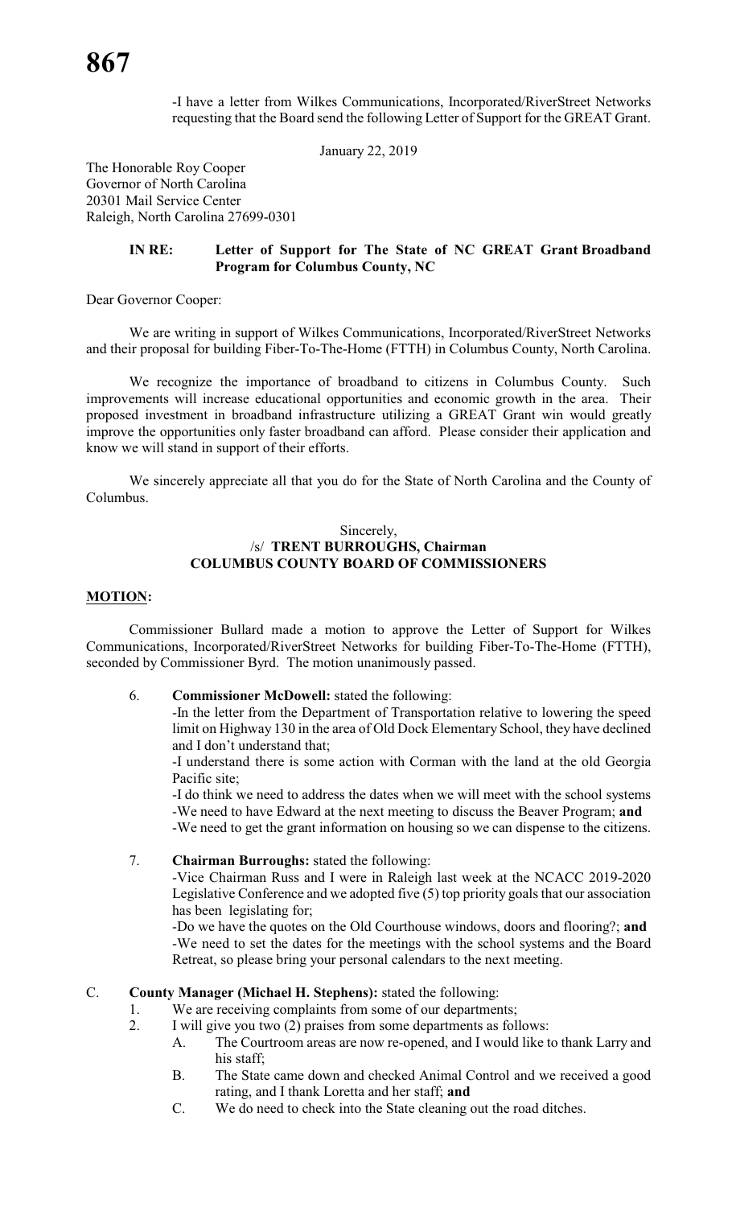-I have a letter from Wilkes Communications, Incorporated/RiverStreet Networks requesting that the Board send the following Letter of Support for the GREAT Grant.

January 22, 2019

The Honorable Roy Cooper
Governor of North Carolina
20301 Mail Service Center
Raleigh, North Carolina 27699-0301

**IN RE: Letter of Support for The State of NC GREAT Grant Broadband Program for Columbus County, NC**

Dear Governor Cooper:

We are writing in support of Wilkes Communications, Incorporated/RiverStreet Networks and their proposal for building Fiber-To-The-Home (FTTH) in Columbus County, North Carolina.

We recognize the importance of broadband to citizens in Columbus County. Such improvements will increase educational opportunities and economic growth in the area. Their proposed investment in broadband infrastructure utilizing a GREAT Grant win would greatly improve the opportunities only faster broadband can afford. Please consider their application and know we will stand in support of their efforts.

We sincerely appreciate all that you do for the State of North Carolina and the County of Columbus.

Sincerely,
/s/ **TRENT BURROUGHS, Chairman**
**COLUMBUS COUNTY BOARD OF COMMISSIONERS**

**MOTION:**

Commissioner Bullard made a motion to approve the Letter of Support for Wilkes Communications, Incorporated/RiverStreet Networks for building Fiber-To-The-Home (FTTH), seconded by Commissioner Byrd. The motion unanimously passed.

6. **Commissioner McDowell:** stated the following:
   -In the letter from the Department of Transportation relative to lowering the speed limit on Highway 130 in the area of Old Dock Elementary School, they have declined and I don't understand that;
   -I understand there is some action with Corman with the land at the old Georgia Pacific site;
   -I do think we need to address the dates when we will meet with the school systems
   -We need to have Edward at the next meeting to discuss the Beaver Program; **and**
   -We need to get the grant information on housing so we can dispense to the citizens.

7. **Chairman Burroughs:** stated the following:
   -Vice Chairman Russ and I were in Raleigh last week at the NCACC 2019-2020 Legislative Conference and we adopted five (5) top priority goals that our association has been legislating for;
   -Do we have the quotes on the Old Courthouse windows, doors and flooring?; **and**
   -We need to set the dates for the meetings with the school systems and the Board Retreat, so please bring your personal calendars to the next meeting.

C. **County Manager (Michael H. Stephens):** stated the following:
   1. We are receiving complaints from some of our departments;
   2. I will give you two (2) praises from some departments as follows:
      A. The Courtroom areas are now re-opened, and I would like to thank Larry and his staff;
      B. The State came down and checked Animal Control and we received a good rating, and I thank Loretta and her staff; **and**
      C. We do need to check into the State cleaning out the road ditches.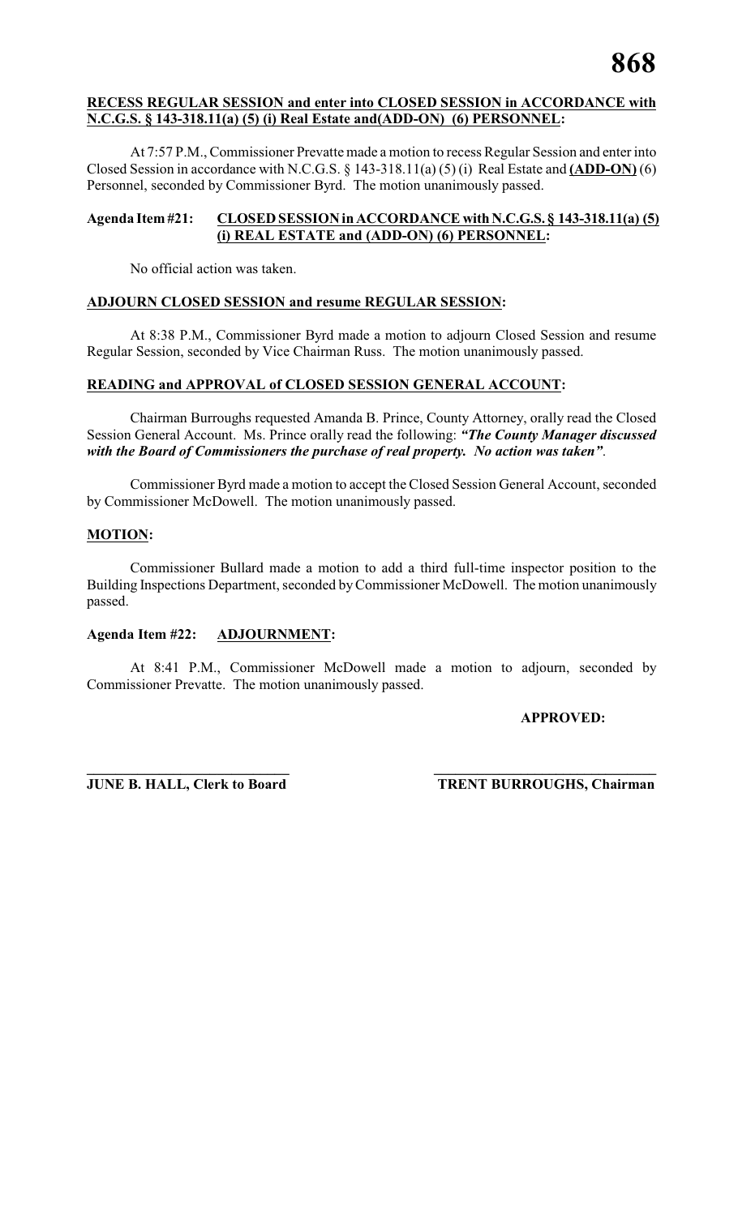**<u>RECESS REGULAR SESSION and enter into CLOSED SESSION in ACCORDANCE with N.C.G.S. § 143-318.11(a) (5) (i) Real Estate and(ADD-ON) (6) PERSONNEL:</u>**

At 7:57 P.M., Commissioner Prevatte made a motion to recess Regular Session and enter into Closed Session in accordance with N.C.G.S. § 143-318.11(a) (5) (i) Real Estate and **<u>(ADD-ON)</u>** (6) Personnel, seconded by Commissioner Byrd. The motion unanimously passed.

**Agenda Item #21: <u>CLOSED SESSION in ACCORDANCE with N.C.G.S. § 143-318.11(a) (5) (i) REAL ESTATE and (ADD-ON) (6) PERSONNEL</u>:**

No official action was taken.

**<u>ADJOURN CLOSED SESSION and resume REGULAR SESSION</u>:**

At 8:38 P.M., Commissioner Byrd made a motion to adjourn Closed Session and resume Regular Session, seconded by Vice Chairman Russ. The motion unanimously passed.

**<u>READING and APPROVAL of CLOSED SESSION GENERAL ACCOUNT</u>:**

Chairman Burroughs requested Amanda B. Prince, County Attorney, orally read the Closed Session General Account. Ms. Prince orally read the following: ***"The County Manager discussed with the Board of Commissioners the purchase of real property. No action was taken"***.

Commissioner Byrd made a motion to accept the Closed Session General Account, seconded by Commissioner McDowell. The motion unanimously passed.

**<u>MOTION</u>:**

Commissioner Bullard made a motion to add a third full-time inspector position to the Building Inspections Department, seconded by Commissioner McDowell. The motion unanimously passed.

**Agenda Item #22: <u>ADJOURNMENT</u>:**

At 8:41 P.M., Commissioner McDowell made a motion to adjourn, seconded by Commissioner Prevatte. The motion unanimously passed.

**APPROVED:**

\_\_\_\_\_\_\_\_\_\_\_\_\_\_\_\_\_\_\_\_\_\_\_\_\_\_\_\_ \_\_\_\_\_\_\_\_\_\_\_\_\_\_\_\_\_\_\_\_\_\_\_\_\_\_\_\_\_\_

**JUNE B. HALL, Clerk to Board** **TRENT BURROUGHS, Chairman**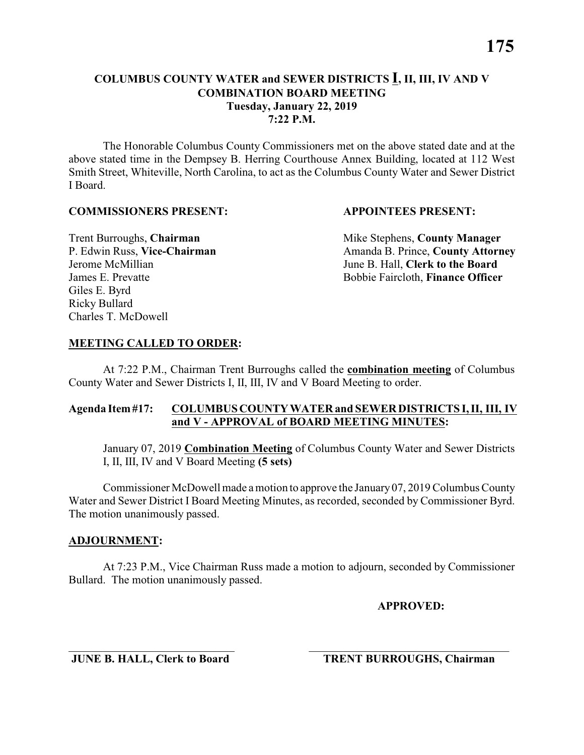# COLUMBUS COUNTY WATER and SEWER DISTRICTS I, II, III, IV AND V COMBINATION BOARD MEETING

**Tuesday, January 22, 2019**
**7:22 P.M.**

The Honorable Columbus County Commissioners met on the above stated date and at the above stated time in the Dempsey B. Herring Courthouse Annex Building, located at 112 West Smith Street, Whiteville, North Carolina, to act as the Columbus County Water and Sewer District I Board.

**COMMISSIONERS PRESENT:**

Trent Burroughs, **Chairman**
P. Edwin Russ, **Vice-Chairman**
Jerome McMillian
James E. Prevatte
Giles E. Byrd
Ricky Bullard
Charles T. McDowell

**APPOINTEES PRESENT:**

Mike Stephens, **County Manager**
Amanda B. Prince, **County Attorney**
June B. Hall, **Clerk to the Board**
Bobbie Faircloth, **Finance Officer**

## MEETING CALLED TO ORDER:

At 7:22 P.M., Chairman Trent Burroughs called the **combination meeting** of Columbus County Water and Sewer Districts I, II, III, IV and V Board Meeting to order.

## Agenda Item #17: COLUMBUS COUNTY WATER and SEWER DISTRICTS I, II, III, IV and V - APPROVAL of BOARD MEETING MINUTES:

January 07, 2019 **Combination Meeting** of Columbus County Water and Sewer Districts I, II, III, IV and V Board Meeting **(5 sets)**

Commissioner McDowell made a motion to approve the January 07, 2019 Columbus County Water and Sewer District I Board Meeting Minutes, as recorded, seconded by Commissioner Byrd. The motion unanimously passed.

## ADJOURNMENT:

At 7:23 P.M., Vice Chairman Russ made a motion to adjourn, seconded by Commissioner Bullard. The motion unanimously passed.

**APPROVED:**

\_\_\_\_\_\_\_\_\_\_\_\_\_\_\_\_\_\_\_\_\_\_\_\_\_\_\_\_\_\_
**JUNE B. HALL, Clerk to Board**

\_\_\_\_\_\_\_\_\_\_\_\_\_\_\_\_\_\_\_\_\_\_\_\_\_\_\_\_\_\_
**TRENT BURROUGHS, Chairman**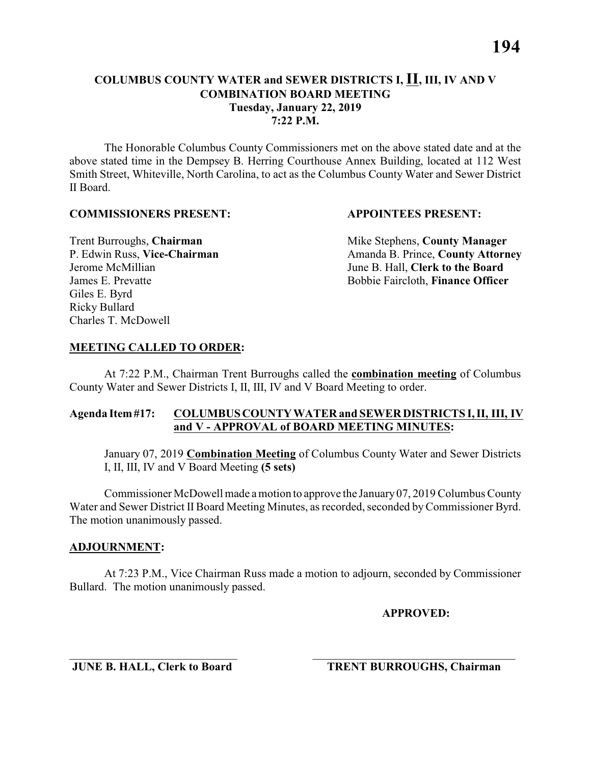# COLUMBUS COUNTY WATER and SEWER DISTRICTS I, II, III, IV AND V COMBINATION BOARD MEETING
**Tuesday, January 22, 2019**
**7:22 P.M.**

The Honorable Columbus County Commissioners met on the above stated date and at the above stated time in the Dempsey B. Herring Courthouse Annex Building, located at 112 West Smith Street, Whiteville, North Carolina, to act as the Columbus County Water and Sewer District II Board.

**COMMISSIONERS PRESENT:**

Trent Burroughs, **Chairman**
P. Edwin Russ, **Vice-Chairman**
Jerome McMillian
James E. Prevatte
Giles E. Byrd
Ricky Bullard
Charles T. McDowell

**APPOINTEES PRESENT:**

Mike Stephens, **County Manager**
Amanda B. Prince, **County Attorney**
June B. Hall, **Clerk to the Board**
Bobbie Faircloth, **Finance Officer**

**MEETING CALLED TO ORDER:**

At 7:22 P.M., Chairman Trent Burroughs called the **combination meeting** of Columbus County Water and Sewer Districts I, II, III, IV and V Board Meeting to order.

**Agenda Item #17: COLUMBUS COUNTY WATER and SEWER DISTRICTS I, II, III, IV and V - APPROVAL of BOARD MEETING MINUTES:**

January 07, 2019 **Combination Meeting** of Columbus County Water and Sewer Districts I, II, III, IV and V Board Meeting **(5 sets)**

Commissioner McDowell made a motion to approve the January 07, 2019 Columbus County Water and Sewer District II Board Meeting Minutes, as recorded, seconded by Commissioner Byrd. The motion unanimously passed.

**ADJOURNMENT:**

At 7:23 P.M., Vice Chairman Russ made a motion to adjourn, seconded by Commissioner Bullard. The motion unanimously passed.

**APPROVED:**

\_\_\_\_\_\_\_\_\_\_\_\_\_\_\_\_\_\_\_\_\_\_\_\_\_\_\_\_\_\_ \_\_\_\_\_\_\_\_\_\_\_\_\_\_\_\_\_\_\_\_\_\_\_\_\_\_\_\_\_\_
**JUNE B. HALL, Clerk to Board** **TRENT BURROUGHS, Chairman**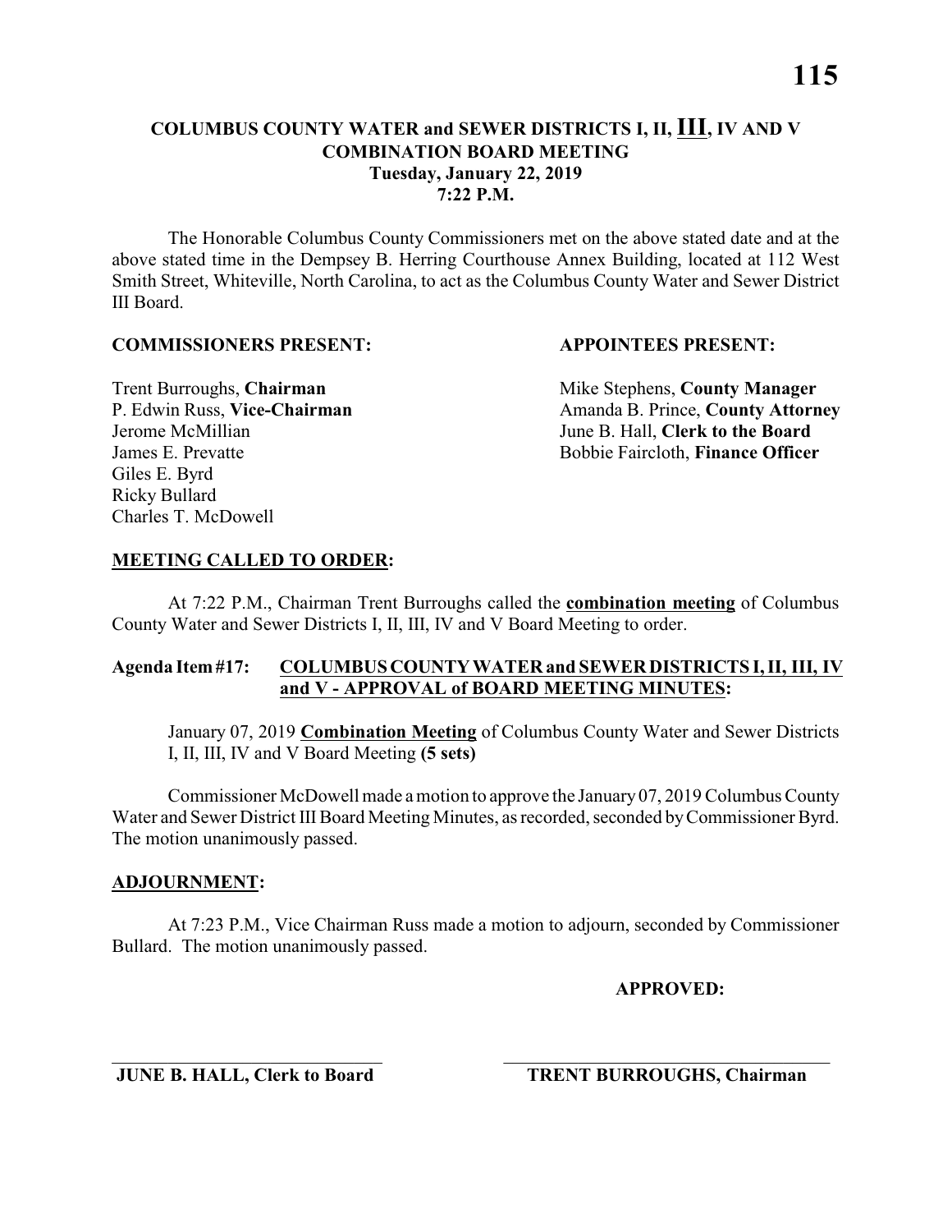# COLUMBUS COUNTY WATER and SEWER DISTRICTS I, II, III, IV AND V COMBINATION BOARD MEETING
## Tuesday, January 22, 2019
## 7:22 P.M.

The Honorable Columbus County Commissioners met on the above stated date and at the above stated time in the Dempsey B. Herring Courthouse Annex Building, located at 112 West Smith Street, Whiteville, North Carolina, to act as the Columbus County Water and Sewer District III Board.

| COMMISSIONERS PRESENT: | APPOINTEES PRESENT: |
|---|---|
| Trent Burroughs, **Chairman** | Mike Stephens, **County Manager** |
| P. Edwin Russ, **Vice-Chairman** | Amanda B. Prince, **County Attorney** |
| Jerome McMillian | June B. Hall, **Clerk to the Board** |
| James E. Prevatte | Bobbie Faircloth, **Finance Officer** |
| Giles E. Byrd | |
| Ricky Bullard | |
| Charles T. McDowell | |

**MEETING CALLED TO ORDER:**

At 7:22 P.M., Chairman Trent Burroughs called the **combination meeting** of Columbus County Water and Sewer Districts I, II, III, IV and V Board Meeting to order.

**Agenda Item #17: COLUMBUS COUNTY WATER and SEWER DISTRICTS I, II, III, IV and V - APPROVAL of BOARD MEETING MINUTES:**

January 07, 2019 **Combination Meeting** of Columbus County Water and Sewer Districts I, II, III, IV and V Board Meeting **(5 sets)**

Commissioner McDowell made a motion to approve the January 07, 2019 Columbus County Water and Sewer District III Board Meeting Minutes, as recorded, seconded by Commissioner Byrd. The motion unanimously passed.

**ADJOURNMENT:**

At 7:23 P.M., Vice Chairman Russ made a motion to adjourn, seconded by Commissioner Bullard. The motion unanimously passed.

**APPROVED:**

\_\_\_\_\_\_\_\_\_\_\_\_\_\_\_\_\_\_\_\_\_\_\_\_\_\_\_\_\_\_ \_\_\_\_\_\_\_\_\_\_\_\_\_\_\_\_\_\_\_\_\_\_\_\_\_\_\_\_\_\_

**JUNE B. HALL, Clerk to Board** **TRENT BURROUGHS, Chairman**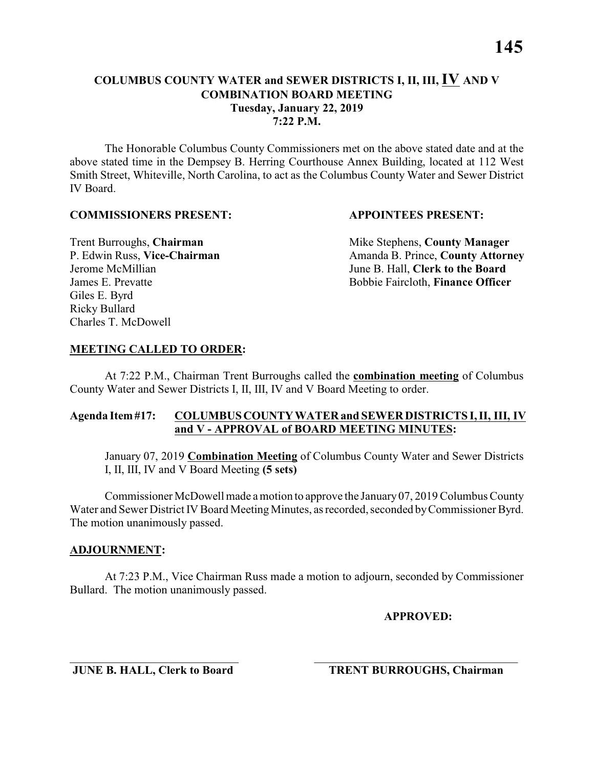# COLUMBUS COUNTY WATER and SEWER DISTRICTS I, II, III, IV AND V
## COMBINATION BOARD MEETING
### Tuesday, January 22, 2019
### 7:22 P.M.

The Honorable Columbus County Commissioners met on the above stated date and at the above stated time in the Dempsey B. Herring Courthouse Annex Building, located at 112 West Smith Street, Whiteville, North Carolina, to act as the Columbus County Water and Sewer District IV Board.

**COMMISSIONERS PRESENT:**

Trent Burroughs, **Chairman**
P. Edwin Russ, **Vice-Chairman**
Jerome McMillian
James E. Prevatte
Giles E. Byrd
Ricky Bullard
Charles T. McDowell

**APPOINTEES PRESENT:**

Mike Stephens, **County Manager**
Amanda B. Prince, **County Attorney**
June B. Hall, **Clerk to the Board**
Bobbie Faircloth, **Finance Officer**

**MEETING CALLED TO ORDER:**

At 7:22 P.M., Chairman Trent Burroughs called the **combination meeting** of Columbus County Water and Sewer Districts I, II, III, IV and V Board Meeting to order.

**Agenda Item #17: COLUMBUS COUNTY WATER and SEWER DISTRICTS I, II, III, IV and V - APPROVAL of BOARD MEETING MINUTES:**

January 07, 2019 **Combination Meeting** of Columbus County Water and Sewer Districts I, II, III, IV and V Board Meeting **(5 sets)**

Commissioner McDowell made a motion to approve the January 07, 2019 Columbus County Water and Sewer District IV Board Meeting Minutes, as recorded, seconded by Commissioner Byrd. The motion unanimously passed.

**ADJOURNMENT:**

At 7:23 P.M., Vice Chairman Russ made a motion to adjourn, seconded by Commissioner Bullard. The motion unanimously passed.

**APPROVED:**

\_\_\_\_\_\_\_\_\_\_\_\_\_\_\_\_\_\_\_\_\_\_\_\_\_\_\_\_
**JUNE B. HALL, Clerk to Board**

\_\_\_\_\_\_\_\_\_\_\_\_\_\_\_\_\_\_\_\_\_\_\_\_\_\_\_\_
**TRENT BURROUGHS, Chairman**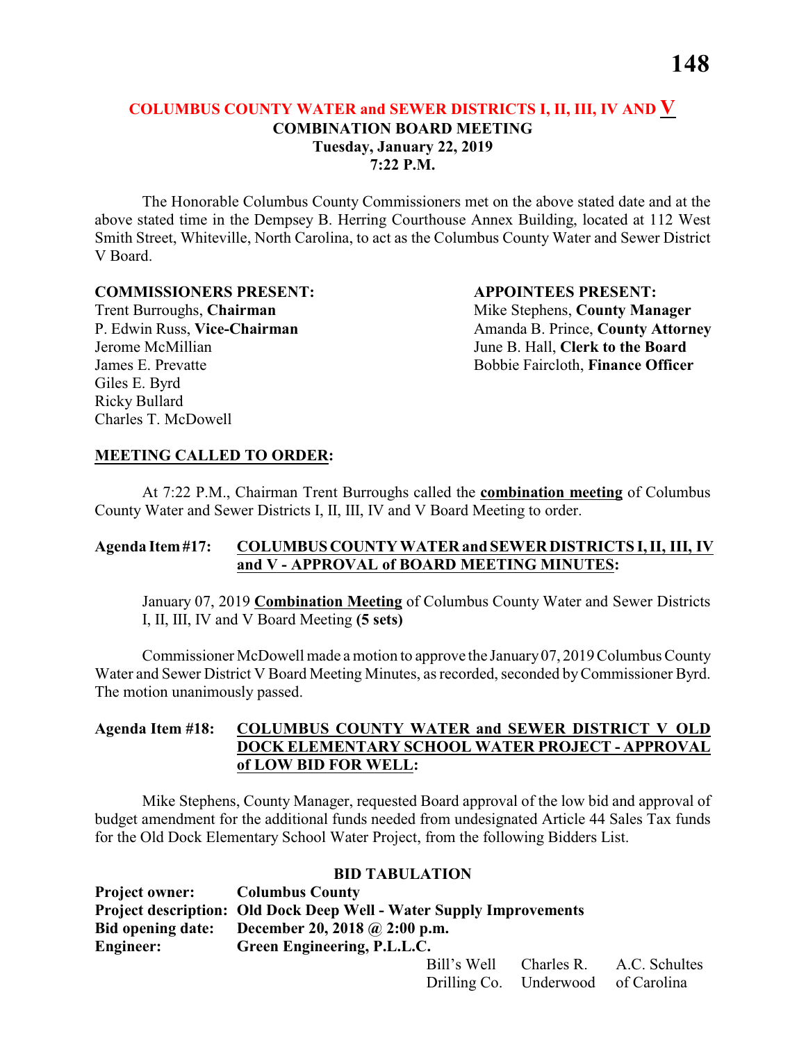## COLUMBUS COUNTY WATER and SEWER DISTRICTS I, II, III, IV AND V
### COMBINATION BOARD MEETING
### Tuesday, January 22, 2019
### 7:22 P.M.

The Honorable Columbus County Commissioners met on the above stated date and at the above stated time in the Dempsey B. Herring Courthouse Annex Building, located at 112 West Smith Street, Whiteville, North Carolina, to act as the Columbus County Water and Sewer District V Board.

**COMMISSIONERS PRESENT:**
Trent Burroughs, **Chairman**
P. Edwin Russ, **Vice-Chairman**
Jerome McMillian
James E. Prevatte
Giles E. Byrd
Ricky Bullard
Charles T. McDowell

**APPOINTEES PRESENT:**
Mike Stephens, **County Manager**
Amanda B. Prince, **County Attorney**
June B. Hall, **Clerk to the Board**
Bobbie Faircloth, **Finance Officer**

**MEETING CALLED TO ORDER:**

At 7:22 P.M., Chairman Trent Burroughs called the **combination meeting** of Columbus County Water and Sewer Districts I, II, III, IV and V Board Meeting to order.

**Agenda Item #17: COLUMBUS COUNTY WATER and SEWER DISTRICTS I, II, III, IV and V - APPROVAL of BOARD MEETING MINUTES:**

January 07, 2019 **Combination Meeting** of Columbus County Water and Sewer Districts I, II, III, IV and V Board Meeting **(5 sets)**

Commissioner McDowell made a motion to approve the January 07, 2019 Columbus County Water and Sewer District V Board Meeting Minutes, as recorded, seconded by Commissioner Byrd. The motion unanimously passed.

**Agenda Item #18: COLUMBUS COUNTY WATER and SEWER DISTRICT V OLD DOCK ELEMENTARY SCHOOL WATER PROJECT - APPROVAL of LOW BID FOR WELL:**

Mike Stephens, County Manager, requested Board approval of the low bid and approval of budget amendment for the additional funds needed from undesignated Article 44 Sales Tax funds for the Old Dock Elementary School Water Project, from the following Bidders List.

**BID TABULATION**

**Project owner:** **Columbus County**
**Project description:** **Old Dock Deep Well - Water Supply Improvements**
**Bid opening date:** **December 20, 2018 @ 2:00 p.m.**
**Engineer:** **Green Engineering, P.L.L.C.**

| Bill's Well Drilling Co. | Charles R. Underwood | A.C. Schultes of Carolina |
|---|---|---|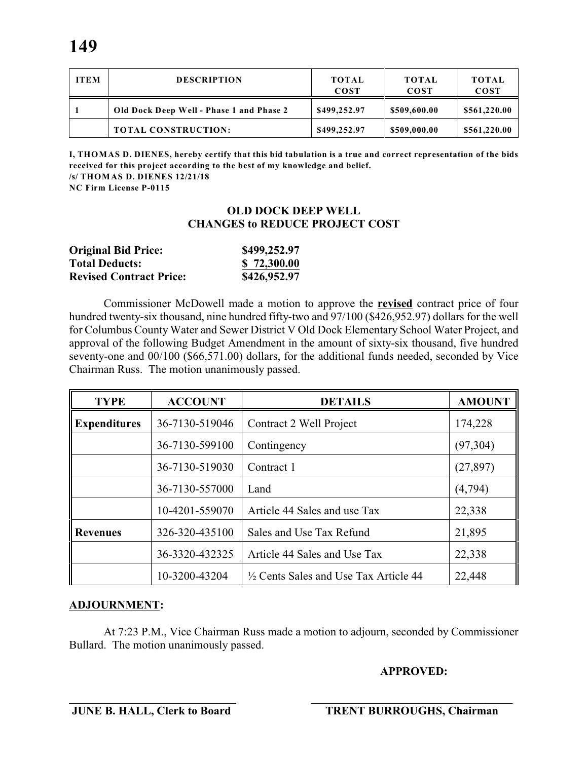| ITEM | DESCRIPTION | TOTAL COST | TOTAL COST | TOTAL COST |
|---|---|---|---|---|
| 1 | Old Dock Deep Well - Phase 1 and Phase 2 | $499,252.97 | $509,600.00 | $561,220.00 |
| | TOTAL CONSTRUCTION: | $499,252.97 | $509,000.00 | $561,220.00 |

**I, THOMAS D. DIENES, hereby certify that this bid tabulation is a true and correct representation of the bids received for this project according to the best of my knowledge and belief.**
**/s/ THOMAS D. DIENES 12/21/18**
**NC Firm License P-0115**

## OLD DOCK DEEP WELL
## CHANGES to REDUCE PROJECT COST

**Original Bid Price:** **$499,252.97**
**Total Deducts:** **$ 72,300.00**
**Revised Contract Price:** **$426,952.97**

Commissioner McDowell made a motion to approve the **revised** contract price of four hundred twenty-six thousand, nine hundred fifty-two and 97/100 ($426,952.97) dollars for the well for Columbus County Water and Sewer District V Old Dock Elementary School Water Project, and approval of the following Budget Amendment in the amount of sixty-six thousand, five hundred seventy-one and 00/100 ($66,571.00) dollars, for the additional funds needed, seconded by Vice Chairman Russ. The motion unanimously passed.

| TYPE | ACCOUNT | DETAILS | AMOUNT |
|---|---|---|---|
| **Expenditures** | 36-7130-519046 | Contract 2 Well Project | 174,228 |
| | 36-7130-599100 | Contingency | (97,304) |
| | 36-7130-519030 | Contract 1 | (27,897) |
| | 36-7130-557000 | Land | (4,794) |
| | 10-4201-559070 | Article 44 Sales and use Tax | 22,338 |
| **Revenues** | 326-320-435100 | Sales and Use Tax Refund | 21,895 |
| | 36-3320-432325 | Article 44 Sales and Use Tax | 22,338 |
| | 10-3200-43204 | ½ Cents Sales and Use Tax Article 44 | 22,448 |

**ADJOURNMENT:**

At 7:23 P.M., Vice Chairman Russ made a motion to adjourn, seconded by Commissioner Bullard. The motion unanimously passed.

**APPROVED:**

**JUNE B. HALL, Clerk to Board** **TRENT BURROUGHS, Chairman**